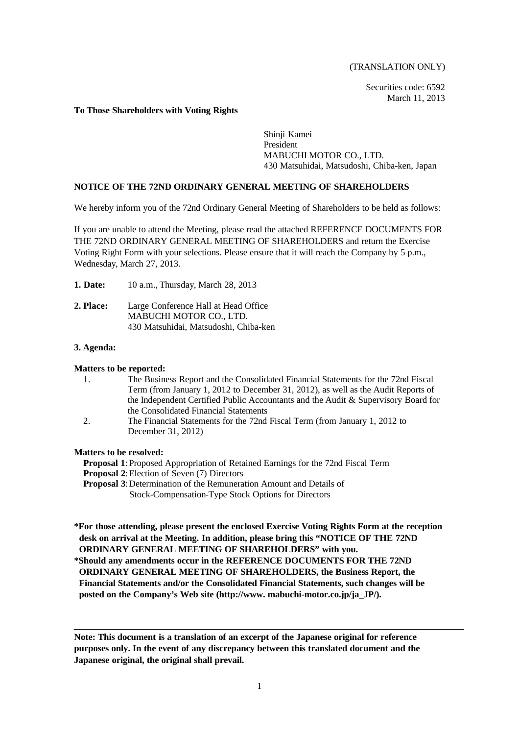(TRANSLATION ONLY)

Securities code: 6592
March 11, 2013

**To Those Shareholders with Voting Rights**

Shinji Kamei
President
MABUCHI MOTOR CO., LTD.
430 Matsuhidai, Matsudoshi, Chiba-ken, Japan

**NOTICE OF THE 72ND ORDINARY GENERAL MEETING OF SHAREHOLDERS**

We hereby inform you of the 72nd Ordinary General Meeting of Shareholders to be held as follows:

If you are unable to attend the Meeting, please read the attached REFERENCE DOCUMENTS FOR THE 72ND ORDINARY GENERAL MEETING OF SHAREHOLDERS and return the Exercise Voting Right Form with your selections. Please ensure that it will reach the Company by 5 p.m., Wednesday, March 27, 2013.

**1. Date:** 10 a.m., Thursday, March 28, 2013

**2. Place:** Large Conference Hall at Head Office
MABUCHI MOTOR CO., LTD.
430 Matsuhidai, Matsudoshi, Chiba-ken

**3. Agenda:**

**Matters to be reported:**

1. The Business Report and the Consolidated Financial Statements for the 72nd Fiscal Term (from January 1, 2012 to December 31, 2012), as well as the Audit Reports of the Independent Certified Public Accountants and the Audit & Supervisory Board for the Consolidated Financial Statements
2. The Financial Statements for the 72nd Fiscal Term (from January 1, 2012 to December 31, 2012)

**Matters to be resolved:**

**Proposal 1**: Proposed Appropriation of Retained Earnings for the 72nd Fiscal Term
**Proposal 2**: Election of Seven (7) Directors
**Proposal 3**: Determination of the Remuneration Amount and Details of Stock-Compensation-Type Stock Options for Directors

**\*For those attending, please present the enclosed Exercise Voting Rights Form at the reception desk on arrival at the Meeting. In addition, please bring this "NOTICE OF THE 72ND ORDINARY GENERAL MEETING OF SHAREHOLDERS" with you.**

**\*Should any amendments occur in the REFERENCE DOCUMENTS FOR THE 72ND ORDINARY GENERAL MEETING OF SHAREHOLDERS, the Business Report, the Financial Statements and/or the Consolidated Financial Statements, such changes will be posted on the Company's Web site (http://www. mabuchi-motor.co.jp/ja_JP/).**

---

**Note: This document is a translation of an excerpt of the Japanese original for reference purposes only. In the event of any discrepancy between this translated document and the Japanese original, the original shall prevail.**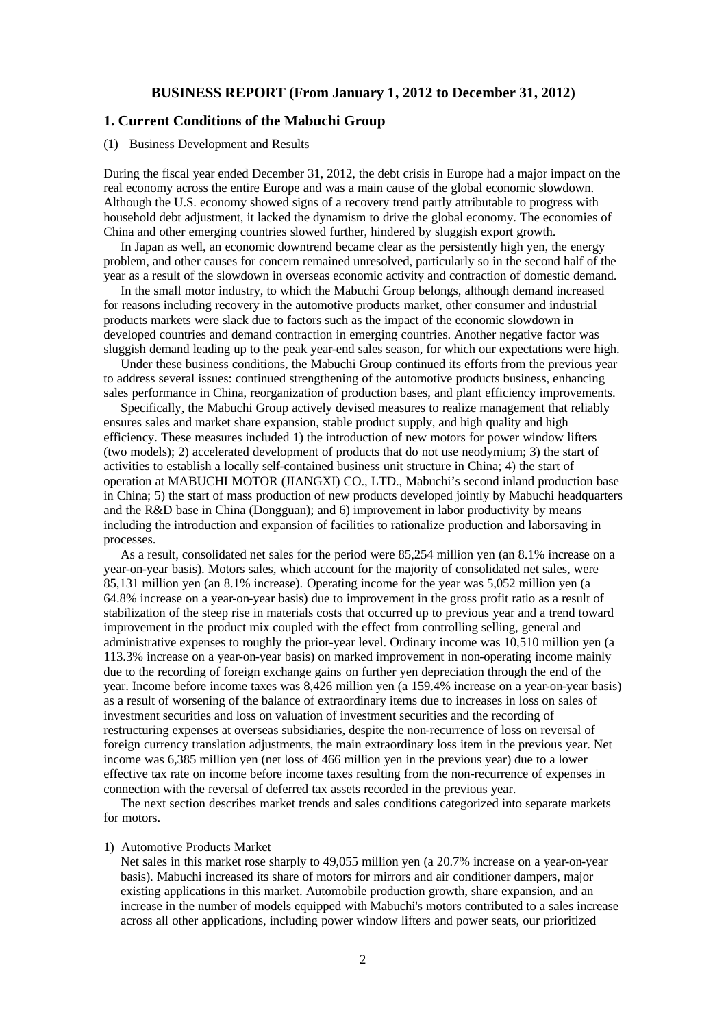## BUSINESS REPORT (From January 1, 2012 to December 31, 2012)

### 1. Current Conditions of the Mabuchi Group

(1) Business Development and Results

During the fiscal year ended December 31, 2012, the debt crisis in Europe had a major impact on the real economy across the entire Europe and was a main cause of the global economic slowdown. Although the U.S. economy showed signs of a recovery trend partly attributable to progress with household debt adjustment, it lacked the dynamism to drive the global economy. The economies of China and other emerging countries slowed further, hindered by sluggish export growth.

In Japan as well, an economic downtrend became clear as the persistently high yen, the energy problem, and other causes for concern remained unresolved, particularly so in the second half of the year as a result of the slowdown in overseas economic activity and contraction of domestic demand.

In the small motor industry, to which the Mabuchi Group belongs, although demand increased for reasons including recovery in the automotive products market, other consumer and industrial products markets were slack due to factors such as the impact of the economic slowdown in developed countries and demand contraction in emerging countries. Another negative factor was sluggish demand leading up to the peak year-end sales season, for which our expectations were high.

Under these business conditions, the Mabuchi Group continued its efforts from the previous year to address several issues: continued strengthening of the automotive products business, enhancing sales performance in China, reorganization of production bases, and plant efficiency improvements.

Specifically, the Mabuchi Group actively devised measures to realize management that reliably ensures sales and market share expansion, stable product supply, and high quality and high efficiency. These measures included 1) the introduction of new motors for power window lifters (two models); 2) accelerated development of products that do not use neodymium; 3) the start of activities to establish a locally self-contained business unit structure in China; 4) the start of operation at MABUCHI MOTOR (JIANGXI) CO., LTD., Mabuchi's second inland production base in China; 5) the start of mass production of new products developed jointly by Mabuchi headquarters and the R&D base in China (Dongguan); and 6) improvement in labor productivity by means including the introduction and expansion of facilities to rationalize production and laborsaving in processes.

As a result, consolidated net sales for the period were 85,254 million yen (an 8.1% increase on a year-on-year basis). Motors sales, which account for the majority of consolidated net sales, were 85,131 million yen (an 8.1% increase). Operating income for the year was 5,052 million yen (a 64.8% increase on a year-on-year basis) due to improvement in the gross profit ratio as a result of stabilization of the steep rise in materials costs that occurred up to previous year and a trend toward improvement in the product mix coupled with the effect from controlling selling, general and administrative expenses to roughly the prior-year level. Ordinary income was 10,510 million yen (a 113.3% increase on a year-on-year basis) on marked improvement in non-operating income mainly due to the recording of foreign exchange gains on further yen depreciation through the end of the year. Income before income taxes was 8,426 million yen (a 159.4% increase on a year-on-year basis) as a result of worsening of the balance of extraordinary items due to increases in loss on sales of investment securities and loss on valuation of investment securities and the recording of restructuring expenses at overseas subsidiaries, despite the non-recurrence of loss on reversal of foreign currency translation adjustments, the main extraordinary loss item in the previous year. Net income was 6,385 million yen (net loss of 466 million yen in the previous year) due to a lower effective tax rate on income before income taxes resulting from the non-recurrence of expenses in connection with the reversal of deferred tax assets recorded in the previous year.

The next section describes market trends and sales conditions categorized into separate markets for motors.

1) Automotive Products Market

Net sales in this market rose sharply to 49,055 million yen (a 20.7% increase on a year-on-year basis). Mabuchi increased its share of motors for mirrors and air conditioner dampers, major existing applications in this market. Automobile production growth, share expansion, and an increase in the number of models equipped with Mabuchi's motors contributed to a sales increase across all other applications, including power window lifters and power seats, our prioritized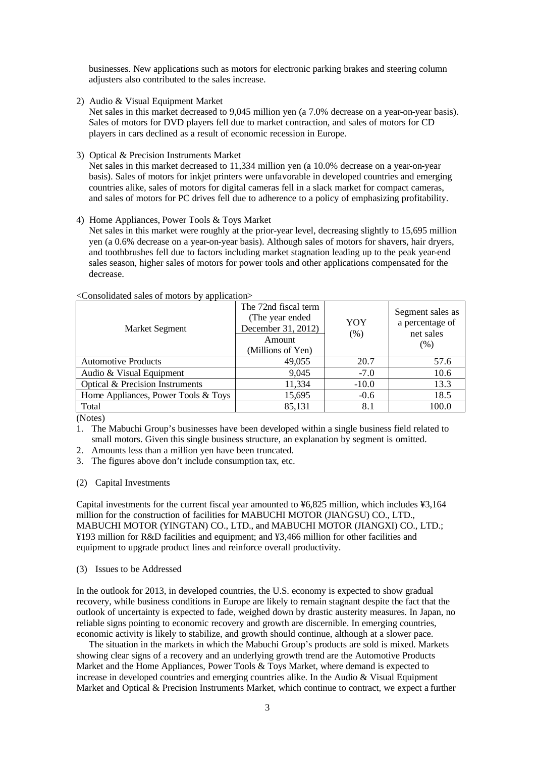businesses. New applications such as motors for electronic parking brakes and steering column adjusters also contributed to the sales increase.

2) Audio & Visual Equipment Market
Net sales in this market decreased to 9,045 million yen (a 7.0% decrease on a year-on-year basis). Sales of motors for DVD players fell due to market contraction, and sales of motors for CD players in cars declined as a result of economic recession in Europe.

3) Optical & Precision Instruments Market
Net sales in this market decreased to 11,334 million yen (a 10.0% decrease on a year-on-year basis). Sales of motors for inkjet printers were unfavorable in developed countries and emerging countries alike, sales of motors for digital cameras fell in a slack market for compact cameras, and sales of motors for PC drives fell due to adherence to a policy of emphasizing profitability.

4) Home Appliances, Power Tools & Toys Market
Net sales in this market were roughly at the prior-year level, decreasing slightly to 15,695 million yen (a 0.6% decrease on a year-on-year basis). Although sales of motors for shavers, hair dryers, and toothbrushes fell due to factors including market stagnation leading up to the peak year-end sales season, higher sales of motors for power tools and other applications compensated for the decrease.

<Consolidated sales of motors by application>

| Market Segment | The 72nd fiscal term (The year ended December 31, 2012) Amount (Millions of Yen) | YOY (%) | Segment sales as a percentage of net sales (%) |
|---|---|---|---|
| Automotive Products | 49,055 | 20.7 | 57.6 |
| Audio & Visual Equipment | 9,045 | -7.0 | 10.6 |
| Optical & Precision Instruments | 11,334 | -10.0 | 13.3 |
| Home Appliances, Power Tools & Toys | 15,695 | -0.6 | 18.5 |
| Total | 85,131 | 8.1 | 100.0 |

(Notes)

1. The Mabuchi Group's businesses have been developed within a single business field related to small motors. Given this single business structure, an explanation by segment is omitted.
2. Amounts less than a million yen have been truncated.
3. The figures above don't include consumption tax, etc.

(2) Capital Investments

Capital investments for the current fiscal year amounted to ¥6,825 million, which includes ¥3,164 million for the construction of facilities for MABUCHI MOTOR (JIANGSU) CO., LTD., MABUCHI MOTOR (YINGTAN) CO., LTD., and MABUCHI MOTOR (JIANGXI) CO., LTD.; ¥193 million for R&D facilities and equipment; and ¥3,466 million for other facilities and equipment to upgrade product lines and reinforce overall productivity.

(3) Issues to be Addressed

In the outlook for 2013, in developed countries, the U.S. economy is expected to show gradual recovery, while business conditions in Europe are likely to remain stagnant despite the fact that the outlook of uncertainty is expected to fade, weighed down by drastic austerity measures. In Japan, no reliable signs pointing to economic recovery and growth are discernible. In emerging countries, economic activity is likely to stabilize, and growth should continue, although at a slower pace.

The situation in the markets in which the Mabuchi Group's products are sold is mixed. Markets showing clear signs of a recovery and an underlying growth trend are the Automotive Products Market and the Home Appliances, Power Tools & Toys Market, where demand is expected to increase in developed countries and emerging countries alike. In the Audio & Visual Equipment Market and Optical & Precision Instruments Market, which continue to contract, we expect a further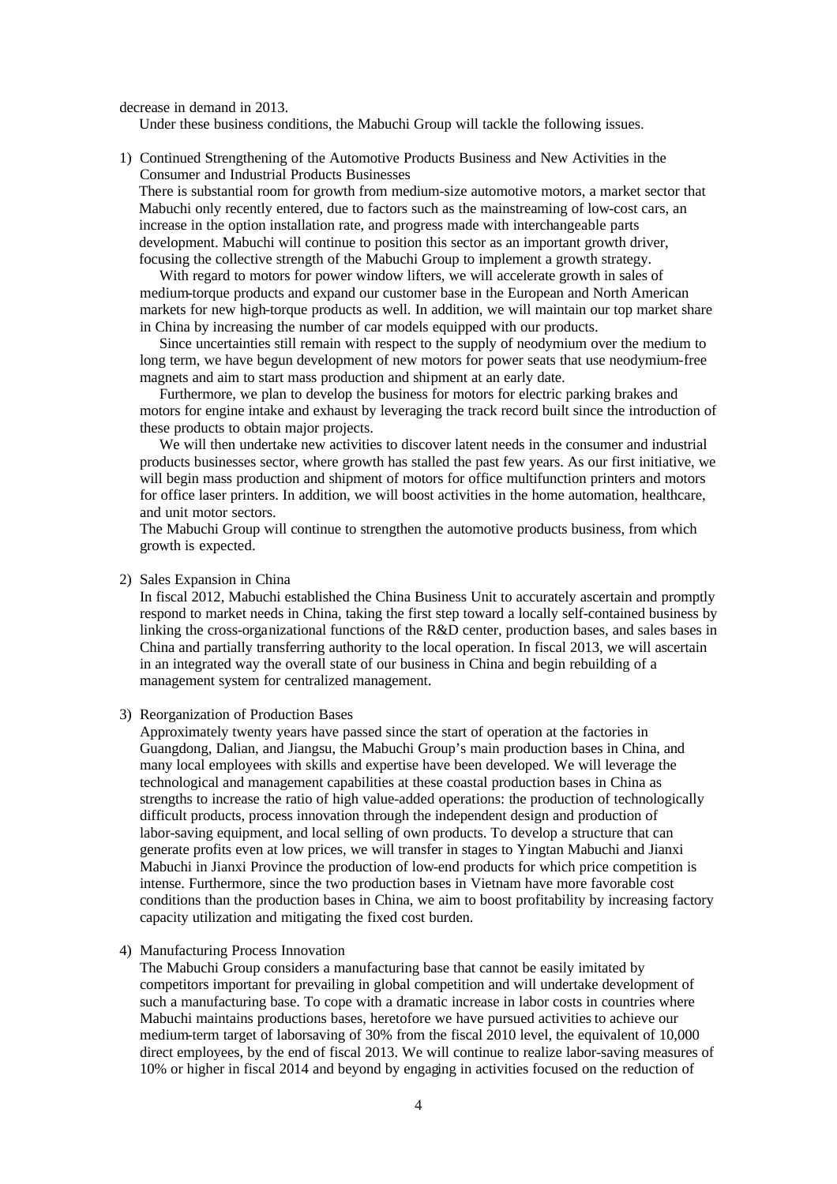decrease in demand in 2013.

Under these business conditions, the Mabuchi Group will tackle the following issues.

1) Continued Strengthening of the Automotive Products Business and New Activities in the Consumer and Industrial Products Businesses

There is substantial room for growth from medium-size automotive motors, a market sector that Mabuchi only recently entered, due to factors such as the mainstreaming of low-cost cars, an increase in the option installation rate, and progress made with interchangeable parts development. Mabuchi will continue to position this sector as an important growth driver, focusing the collective strength of the Mabuchi Group to implement a growth strategy.

With regard to motors for power window lifters, we will accelerate growth in sales of medium-torque products and expand our customer base in the European and North American markets for new high-torque products as well. In addition, we will maintain our top market share in China by increasing the number of car models equipped with our products.

Since uncertainties still remain with respect to the supply of neodymium over the medium to long term, we have begun development of new motors for power seats that use neodymium-free magnets and aim to start mass production and shipment at an early date.

Furthermore, we plan to develop the business for motors for electric parking brakes and motors for engine intake and exhaust by leveraging the track record built since the introduction of these products to obtain major projects.

We will then undertake new activities to discover latent needs in the consumer and industrial products businesses sector, where growth has stalled the past few years. As our first initiative, we will begin mass production and shipment of motors for office multifunction printers and motors for office laser printers. In addition, we will boost activities in the home automation, healthcare, and unit motor sectors.

The Mabuchi Group will continue to strengthen the automotive products business, from which growth is expected.

2) Sales Expansion in China

In fiscal 2012, Mabuchi established the China Business Unit to accurately ascertain and promptly respond to market needs in China, taking the first step toward a locally self-contained business by linking the cross-organizational functions of the R&D center, production bases, and sales bases in China and partially transferring authority to the local operation. In fiscal 2013, we will ascertain in an integrated way the overall state of our business in China and begin rebuilding of a management system for centralized management.

3) Reorganization of Production Bases

Approximately twenty years have passed since the start of operation at the factories in Guangdong, Dalian, and Jiangsu, the Mabuchi Group's main production bases in China, and many local employees with skills and expertise have been developed. We will leverage the technological and management capabilities at these coastal production bases in China as strengths to increase the ratio of high value-added operations: the production of technologically difficult products, process innovation through the independent design and production of labor-saving equipment, and local selling of own products. To develop a structure that can generate profits even at low prices, we will transfer in stages to Yingtan Mabuchi and Jianxi Mabuchi in Jianxi Province the production of low-end products for which price competition is intense. Furthermore, since the two production bases in Vietnam have more favorable cost conditions than the production bases in China, we aim to boost profitability by increasing factory capacity utilization and mitigating the fixed cost burden.

4) Manufacturing Process Innovation

The Mabuchi Group considers a manufacturing base that cannot be easily imitated by competitors important for prevailing in global competition and will undertake development of such a manufacturing base. To cope with a dramatic increase in labor costs in countries where Mabuchi maintains productions bases, heretofore we have pursued activities to achieve our medium-term target of laborsaving of 30% from the fiscal 2010 level, the equivalent of 10,000 direct employees, by the end of fiscal 2013. We will continue to realize labor-saving measures of 10% or higher in fiscal 2014 and beyond by engaging in activities focused on the reduction of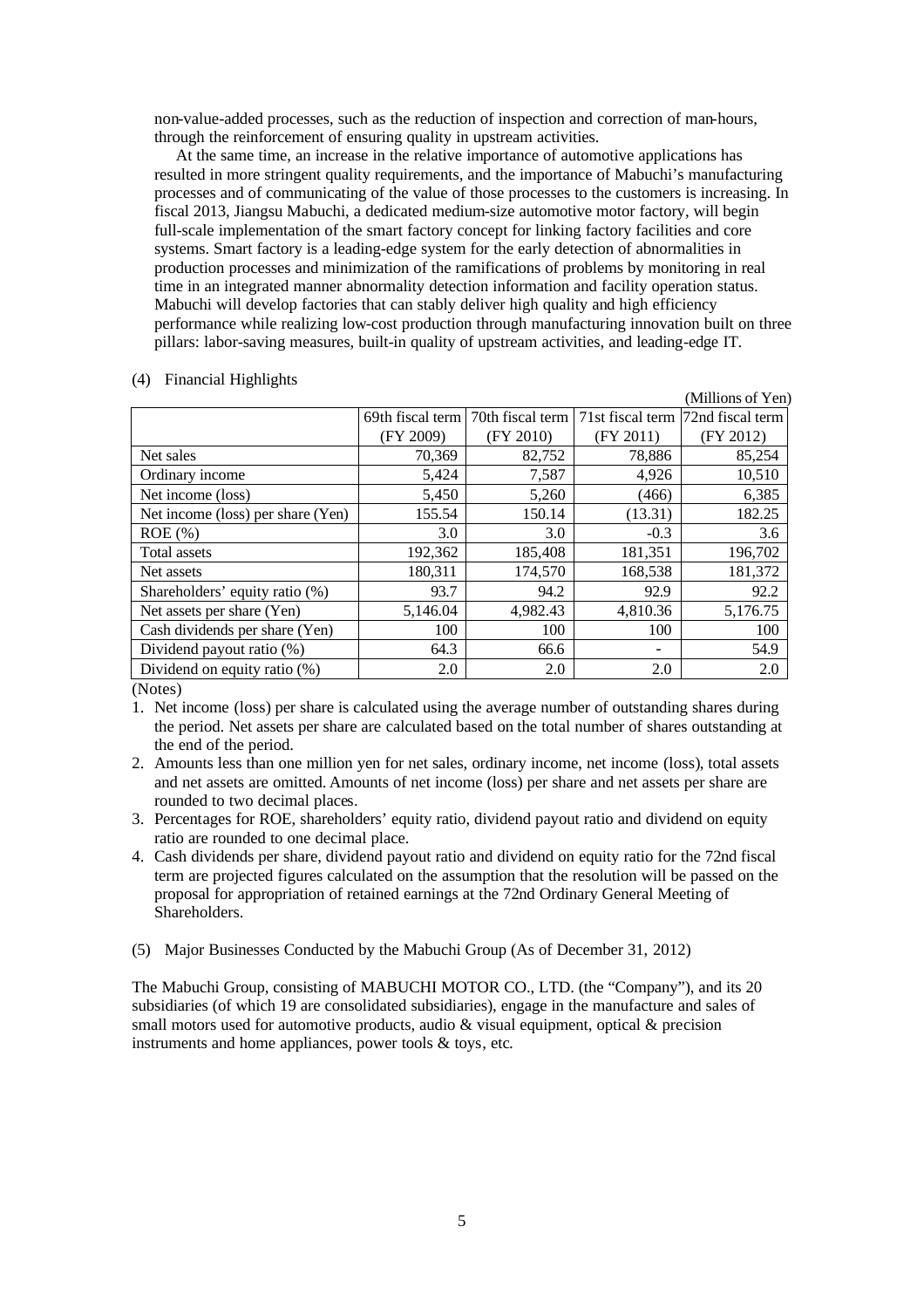non-value-added processes, such as the reduction of inspection and correction of man-hours, through the reinforcement of ensuring quality in upstream activities.

At the same time, an increase in the relative importance of automotive applications has resulted in more stringent quality requirements, and the importance of Mabuchi's manufacturing processes and of communicating of the value of those processes to the customers is increasing. In fiscal 2013, Jiangsu Mabuchi, a dedicated medium-size automotive motor factory, will begin full-scale implementation of the smart factory concept for linking factory facilities and core systems. Smart factory is a leading-edge system for the early detection of abnormalities in production processes and minimization of the ramifications of problems by monitoring in real time in an integrated manner abnormality detection information and facility operation status. Mabuchi will develop factories that can stably deliver high quality and high efficiency performance while realizing low-cost production through manufacturing innovation built on three pillars: labor-saving measures, built-in quality of upstream activities, and leading-edge IT.

(4) Financial Highlights

(Millions of Yen)

| | 69th fiscal term (FY 2009) | 70th fiscal term (FY 2010) | 71st fiscal term (FY 2011) | 72nd fiscal term (FY 2012) |
|---|---|---|---|---|
| Net sales | 70,369 | 82,752 | 78,886 | 85,254 |
| Ordinary income | 5,424 | 7,587 | 4,926 | 10,510 |
| Net income (loss) | 5,450 | 5,260 | (466) | 6,385 |
| Net income (loss) per share (Yen) | 155.54 | 150.14 | (13.31) | 182.25 |
| ROE (%) | 3.0 | 3.0 | -0.3 | 3.6 |
| Total assets | 192,362 | 185,408 | 181,351 | 196,702 |
| Net assets | 180,311 | 174,570 | 168,538 | 181,372 |
| Shareholders' equity ratio (%) | 93.7 | 94.2 | 92.9 | 92.2 |
| Net assets per share (Yen) | 5,146.04 | 4,982.43 | 4,810.36 | 5,176.75 |
| Cash dividends per share (Yen) | 100 | 100 | 100 | 100 |
| Dividend payout ratio (%) | 64.3 | 66.6 | - | 54.9 |
| Dividend on equity ratio (%) | 2.0 | 2.0 | 2.0 | 2.0 |

(Notes)

1. Net income (loss) per share is calculated using the average number of outstanding shares during the period. Net assets per share are calculated based on the total number of shares outstanding at the end of the period.
2. Amounts less than one million yen for net sales, ordinary income, net income (loss), total assets and net assets are omitted. Amounts of net income (loss) per share and net assets per share are rounded to two decimal places.
3. Percentages for ROE, shareholders' equity ratio, dividend payout ratio and dividend on equity ratio are rounded to one decimal place.
4. Cash dividends per share, dividend payout ratio and dividend on equity ratio for the 72nd fiscal term are projected figures calculated on the assumption that the resolution will be passed on the proposal for appropriation of retained earnings at the 72nd Ordinary General Meeting of Shareholders.

(5) Major Businesses Conducted by the Mabuchi Group (As of December 31, 2012)

The Mabuchi Group, consisting of MABUCHI MOTOR CO., LTD. (the "Company"), and its 20 subsidiaries (of which 19 are consolidated subsidiaries), engage in the manufacture and sales of small motors used for automotive products, audio & visual equipment, optical & precision instruments and home appliances, power tools & toys, etc.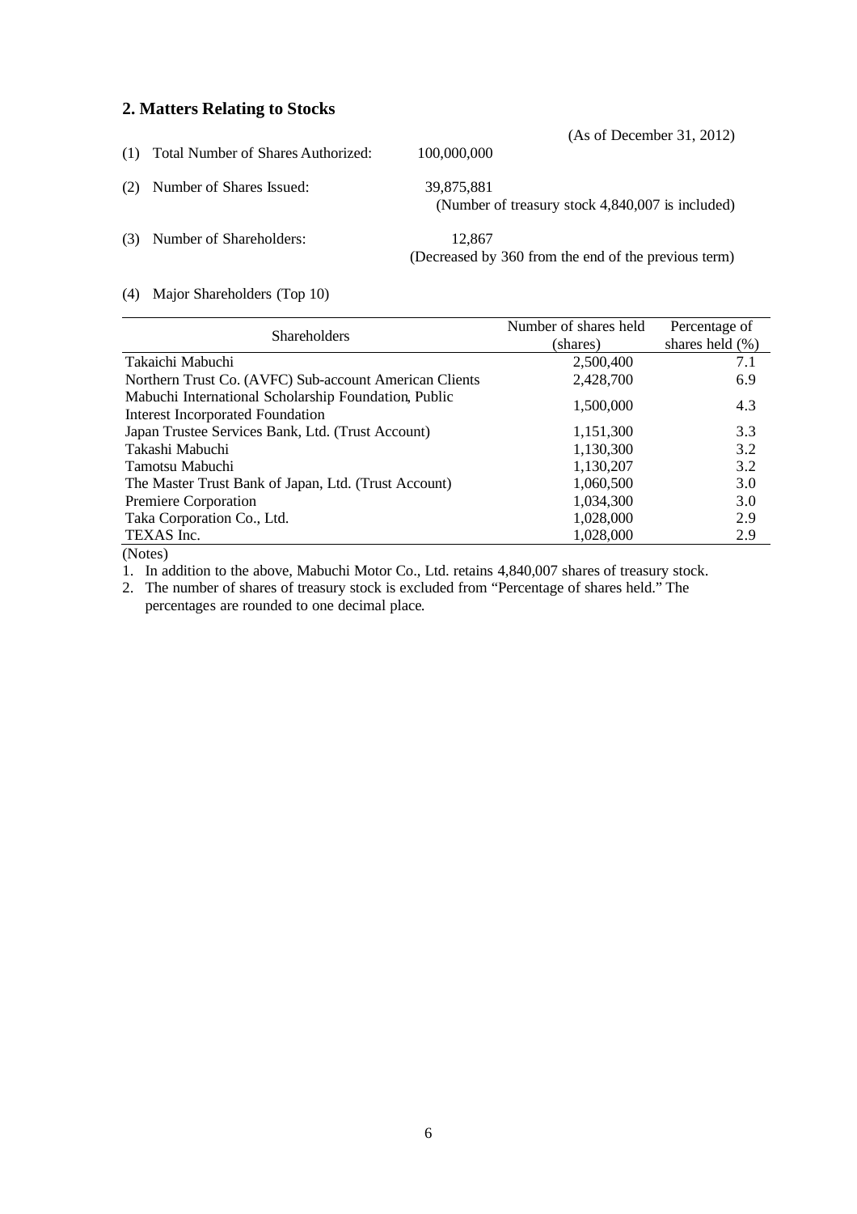## 2. Matters Relating to Stocks

(As of December 31, 2012)

(1) Total Number of Shares Authorized: 100,000,000

(2) Number of Shares Issued: 39,875,881
(Number of treasury stock 4,840,007 is included)

(3) Number of Shareholders: 12,867
(Decreased by 360 from the end of the previous term)

(4) Major Shareholders (Top 10)

| Shareholders | Number of shares held (shares) | Percentage of shares held (%) |
|---|---|---|
| Takaichi Mabuchi | 2,500,400 | 7.1 |
| Northern Trust Co. (AVFC) Sub-account American Clients | 2,428,700 | 6.9 |
| Mabuchi International Scholarship Foundation, Public Interest Incorporated Foundation | 1,500,000 | 4.3 |
| Japan Trustee Services Bank, Ltd. (Trust Account) | 1,151,300 | 3.3 |
| Takashi Mabuchi | 1,130,300 | 3.2 |
| Tamotsu Mabuchi | 1,130,207 | 3.2 |
| The Master Trust Bank of Japan, Ltd. (Trust Account) | 1,060,500 | 3.0 |
| Premiere Corporation | 1,034,300 | 3.0 |
| Taka Corporation Co., Ltd. | 1,028,000 | 2.9 |
| TEXAS Inc. | 1,028,000 | 2.9 |

(Notes)

1. In addition to the above, Mabuchi Motor Co., Ltd. retains 4,840,007 shares of treasury stock.
2. The number of shares of treasury stock is excluded from "Percentage of shares held." The percentages are rounded to one decimal place.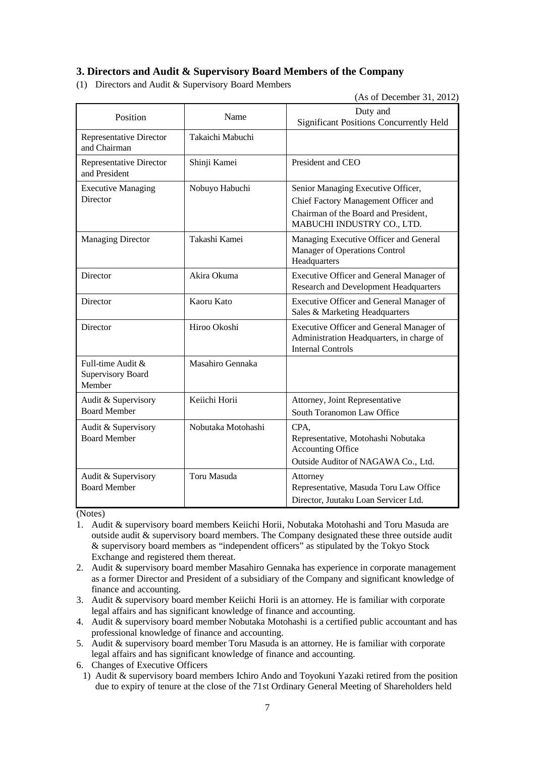### 3. Directors and Audit & Supervisory Board Members of the Company

(1) Directors and Audit & Supervisory Board Members

(As of December 31, 2012)

| Position | Name | Duty and Significant Positions Concurrently Held |
|---|---|---|
| Representative Director and Chairman | Takaichi Mabuchi | |
| Representative Director and President | Shinji Kamei | President and CEO |
| Executive Managing Director | Nobuyo Habuchi | Senior Managing Executive Officer, Chief Factory Management Officer and Chairman of the Board and President, MABUCHI INDUSTRY CO., LTD. |
| Managing Director | Takashi Kamei | Managing Executive Officer and General Manager of Operations Control Headquarters |
| Director | Akira Okuma | Executive Officer and General Manager of Research and Development Headquarters |
| Director | Kaoru Kato | Executive Officer and General Manager of Sales & Marketing Headquarters |
| Director | Hiroo Okoshi | Executive Officer and General Manager of Administration Headquarters, in charge of Internal Controls |
| Full-time Audit & Supervisory Board Member | Masahiro Gennaka | |
| Audit & Supervisory Board Member | Keiichi Horii | Attorney, Joint Representative South Toranomon Law Office |
| Audit & Supervisory Board Member | Nobutaka Motohashi | CPA, Representative, Motohashi Nobutaka Accounting Office Outside Auditor of NAGAWA Co., Ltd. |
| Audit & Supervisory Board Member | Toru Masuda | Attorney Representative, Masuda Toru Law Office Director, Juutaku Loan Servicer Ltd. |

(Notes)

1. Audit & supervisory board members Keiichi Horii, Nobutaka Motohashi and Toru Masuda are outside audit & supervisory board members. The Company designated these three outside audit & supervisory board members as "independent officers" as stipulated by the Tokyo Stock Exchange and registered them thereat.
2. Audit & supervisory board member Masahiro Gennaka has experience in corporate management as a former Director and President of a subsidiary of the Company and significant knowledge of finance and accounting.
3. Audit & supervisory board member Keiichi Horii is an attorney. He is familiar with corporate legal affairs and has significant knowledge of finance and accounting.
4. Audit & supervisory board member Nobutaka Motohashi is a certified public accountant and has professional knowledge of finance and accounting.
5. Audit & supervisory board member Toru Masuda is an attorney. He is familiar with corporate legal affairs and has significant knowledge of finance and accounting.
6. Changes of Executive Officers
   1) Audit & supervisory board members Ichiro Ando and Toyokuni Yazaki retired from the position due to expiry of tenure at the close of the 71st Ordinary General Meeting of Shareholders held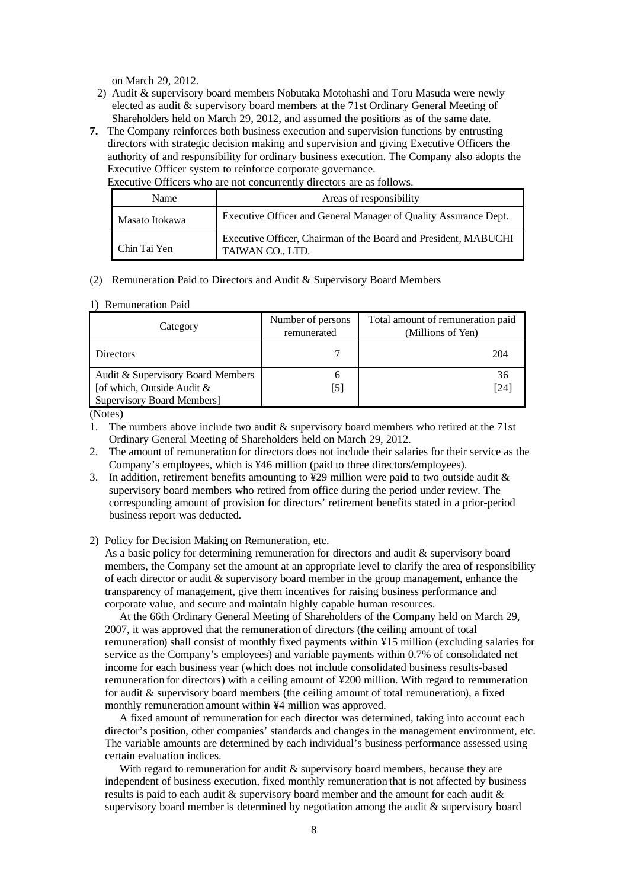on March 29, 2012.

2) Audit & supervisory board members Nobutaka Motohashi and Toru Masuda were newly elected as audit & supervisory board members at the 71st Ordinary General Meeting of Shareholders held on March 29, 2012, and assumed the positions as of the same date.

**7.** The Company reinforces both business execution and supervision functions by entrusting directors with strategic decision making and supervision and giving Executive Officers the authority of and responsibility for ordinary business execution. The Company also adopts the Executive Officer system to reinforce corporate governance.

Executive Officers who are not concurrently directors are as follows.

| Name | Areas of responsibility |
|---|---|
| Masato Itokawa | Executive Officer and General Manager of Quality Assurance Dept. |
| Chin Tai Yen | Executive Officer, Chairman of the Board and President, MABUCHI TAIWAN CO., LTD. |

(2) Remuneration Paid to Directors and Audit & Supervisory Board Members

1) Remuneration Paid

| Category | Number of persons remunerated | Total amount of remuneration paid (Millions of Yen) |
|---|---|---|
| Directors | 7 | 204 |
| Audit & Supervisory Board Members [of which, Outside Audit & Supervisory Board Members] | 6 [5] | 36 [24] |

(Notes)

1. The numbers above include two audit & supervisory board members who retired at the 71st Ordinary General Meeting of Shareholders held on March 29, 2012.
2. The amount of remuneration for directors does not include their salaries for their service as the Company's employees, which is ¥46 million (paid to three directors/employees).
3. In addition, retirement benefits amounting to ¥29 million were paid to two outside audit & supervisory board members who retired from office during the period under review. The corresponding amount of provision for directors' retirement benefits stated in a prior-period business report was deducted.

2) Policy for Decision Making on Remuneration, etc.

As a basic policy for determining remuneration for directors and audit & supervisory board members, the Company set the amount at an appropriate level to clarify the area of responsibility of each director or audit & supervisory board member in the group management, enhance the transparency of management, give them incentives for raising business performance and corporate value, and secure and maintain highly capable human resources.

At the 66th Ordinary General Meeting of Shareholders of the Company held on March 29, 2007, it was approved that the remuneration of directors (the ceiling amount of total remuneration) shall consist of monthly fixed payments within ¥15 million (excluding salaries for service as the Company's employees) and variable payments within 0.7% of consolidated net income for each business year (which does not include consolidated business results-based remuneration for directors) with a ceiling amount of ¥200 million. With regard to remuneration for audit & supervisory board members (the ceiling amount of total remuneration), a fixed monthly remuneration amount within ¥4 million was approved.

A fixed amount of remuneration for each director was determined, taking into account each director's position, other companies' standards and changes in the management environment, etc. The variable amounts are determined by each individual's business performance assessed using certain evaluation indices.

With regard to remuneration for audit & supervisory board members, because they are independent of business execution, fixed monthly remuneration that is not affected by business results is paid to each audit & supervisory board member and the amount for each audit & supervisory board member is determined by negotiation among the audit & supervisory board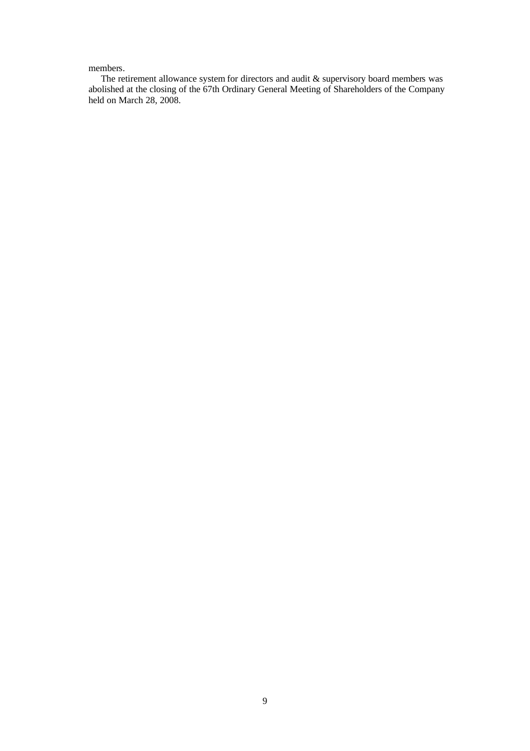members.

The retirement allowance system for directors and audit & supervisory board members was abolished at the closing of the 67th Ordinary General Meeting of Shareholders of the Company held on March 28, 2008.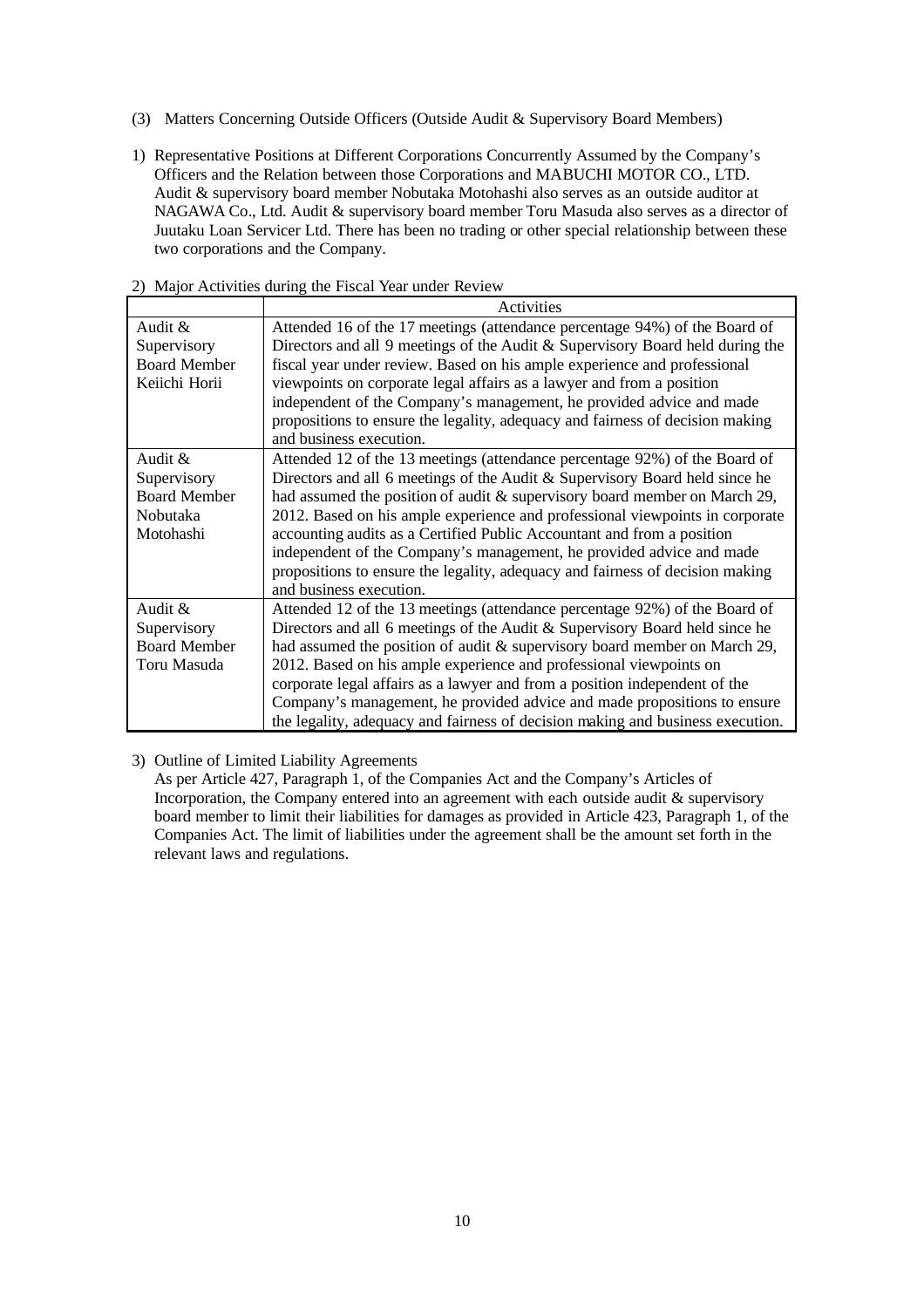(3) Matters Concerning Outside Officers (Outside Audit & Supervisory Board Members)

1) Representative Positions at Different Corporations Concurrently Assumed by the Company's Officers and the Relation between those Corporations and MABUCHI MOTOR CO., LTD.
Audit & supervisory board member Nobutaka Motohashi also serves as an outside auditor at NAGAWA Co., Ltd. Audit & supervisory board member Toru Masuda also serves as a director of Juutaku Loan Servicer Ltd. There has been no trading or other special relationship between these two corporations and the Company.

2) Major Activities during the Fiscal Year under Review

| | Activities |
|---|---|
| Audit & Supervisory Board Member Keiichi Horii | Attended 16 of the 17 meetings (attendance percentage 94%) of the Board of Directors and all 9 meetings of the Audit & Supervisory Board held during the fiscal year under review. Based on his ample experience and professional viewpoints on corporate legal affairs as a lawyer and from a position independent of the Company's management, he provided advice and made propositions to ensure the legality, adequacy and fairness of decision making and business execution. |
| Audit & Supervisory Board Member Nobutaka Motohashi | Attended 12 of the 13 meetings (attendance percentage 92%) of the Board of Directors and all 6 meetings of the Audit & Supervisory Board held since he had assumed the position of audit & supervisory board member on March 29, 2012. Based on his ample experience and professional viewpoints in corporate accounting audits as a Certified Public Accountant and from a position independent of the Company's management, he provided advice and made propositions to ensure the legality, adequacy and fairness of decision making and business execution. |
| Audit & Supervisory Board Member Toru Masuda | Attended 12 of the 13 meetings (attendance percentage 92%) of the Board of Directors and all 6 meetings of the Audit & Supervisory Board held since he had assumed the position of audit & supervisory board member on March 29, 2012. Based on his ample experience and professional viewpoints on corporate legal affairs as a lawyer and from a position independent of the Company's management, he provided advice and made propositions to ensure the legality, adequacy and fairness of decision making and business execution. |

3) Outline of Limited Liability Agreements
As per Article 427, Paragraph 1, of the Companies Act and the Company's Articles of Incorporation, the Company entered into an agreement with each outside audit & supervisory board member to limit their liabilities for damages as provided in Article 423, Paragraph 1, of the Companies Act. The limit of liabilities under the agreement shall be the amount set forth in the relevant laws and regulations.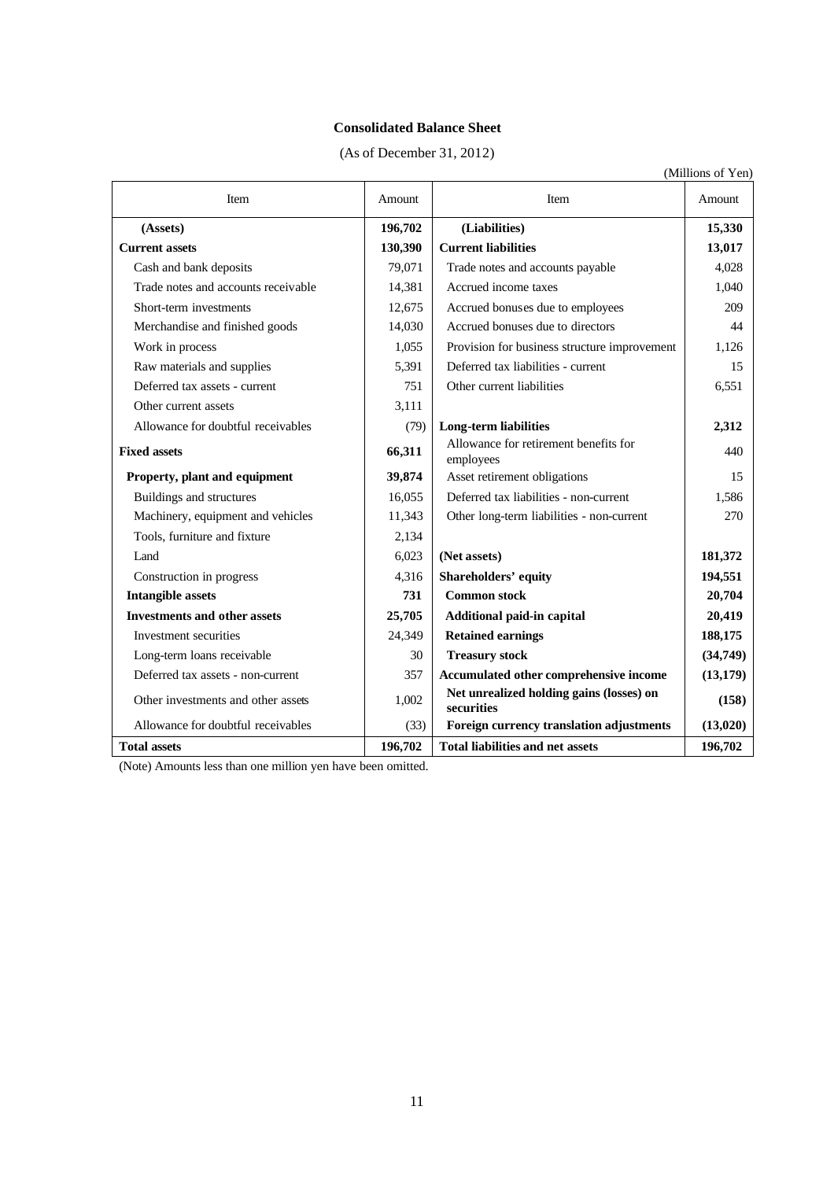### Consolidated Balance Sheet

(As of December 31, 2012)

(Millions of Yen)

| Item | Amount | Item | Amount |
|---|---|---|---|
| **(Assets)** | **196,702** | **(Liabilities)** | **15,330** |
| **Current assets** | **130,390** | **Current liabilities** | **13,017** |
| Cash and bank deposits | 79,071 | Trade notes and accounts payable | 4,028 |
| Trade notes and accounts receivable | 14,381 | Accrued income taxes | 1,040 |
| Short-term investments | 12,675 | Accrued bonuses due to employees | 209 |
| Merchandise and finished goods | 14,030 | Accrued bonuses due to directors | 44 |
| Work in process | 1,055 | Provision for business structure improvement | 1,126 |
| Raw materials and supplies | 5,391 | Deferred tax liabilities - current | 15 |
| Deferred tax assets - current | 751 | Other current liabilities | 6,551 |
| Other current assets | 3,111 | | |
| Allowance for doubtful receivables | (79) | **Long-term liabilities** | **2,312** |
| **Fixed assets** | **66,311** | Allowance for retirement benefits for employees | 440 |
| **Property, plant and equipment** | **39,874** | Asset retirement obligations | 15 |
| Buildings and structures | 16,055 | Deferred tax liabilities - non-current | 1,586 |
| Machinery, equipment and vehicles | 11,343 | Other long-term liabilities - non-current | 270 |
| Tools, furniture and fixture | 2,134 | | |
| Land | 6,023 | **(Net assets)** | **181,372** |
| Construction in progress | 4,316 | **Shareholders' equity** | **194,551** |
| **Intangible assets** | **731** | **Common stock** | **20,704** |
| **Investments and other assets** | **25,705** | **Additional paid-in capital** | **20,419** |
| Investment securities | 24,349 | **Retained earnings** | **188,175** |
| Long-term loans receivable | 30 | **Treasury stock** | **(34,749)** |
| Deferred tax assets - non-current | 357 | **Accumulated other comprehensive income** | **(13,179)** |
| Other investments and other assets | 1,002 | **Net unrealized holding gains (losses) on securities** | **(158)** |
| Allowance for doubtful receivables | (33) | **Foreign currency translation adjustments** | **(13,020)** |
| **Total assets** | **196,702** | **Total liabilities and net assets** | **196,702** |

(Note) Amounts less than one million yen have been omitted.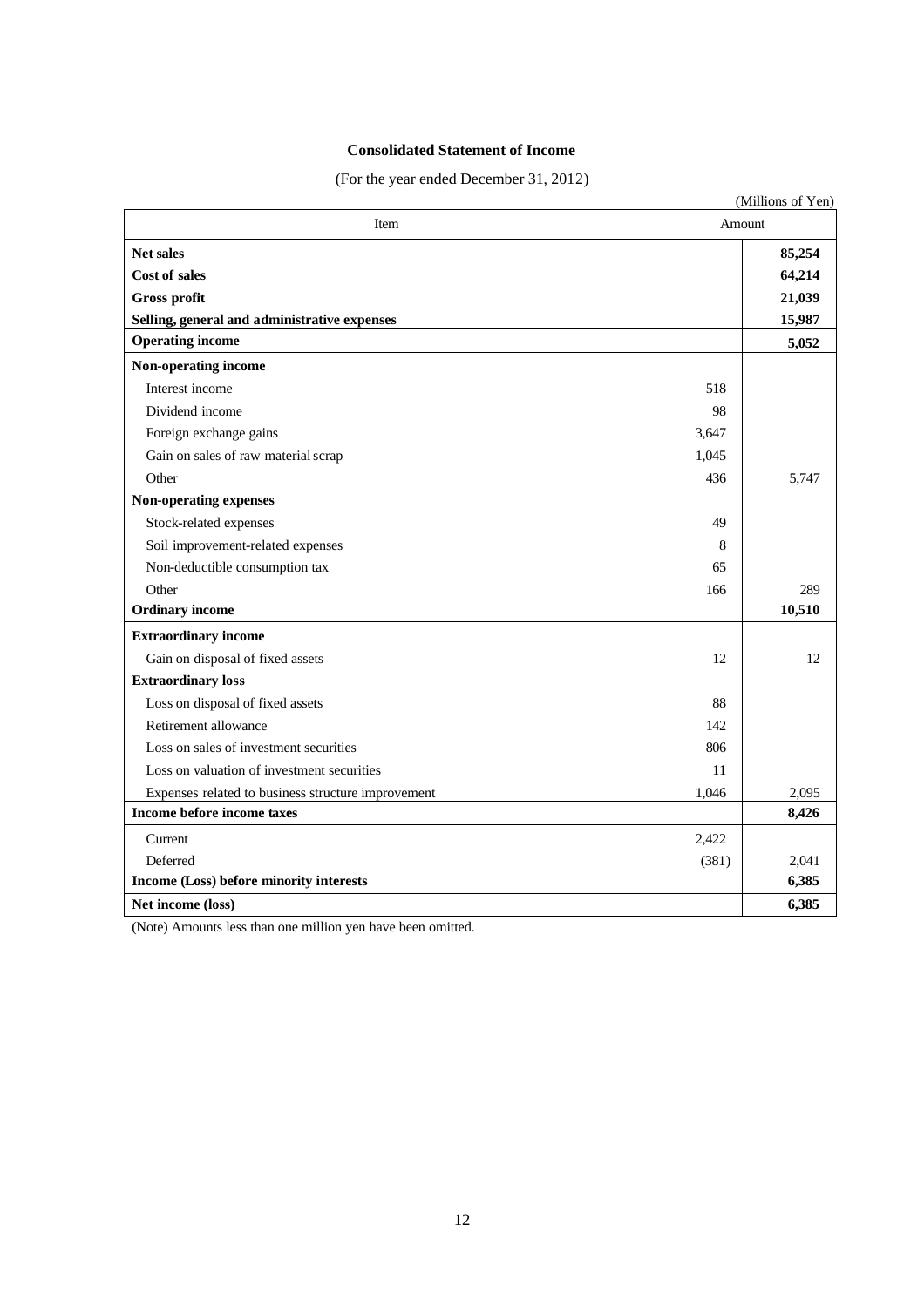# Consolidated Statement of Income

(For the year ended December 31, 2012)

(Millions of Yen)

| Item | Amount | |
|---|---|---|
| **Net sales** | | **85,254** |
| **Cost of sales** | | **64,214** |
| **Gross profit** | | **21,039** |
| **Selling, general and administrative expenses** | | **15,987** |
| **Operating income** | | **5,052** |
| **Non-operating income** | | |
| Interest income | 518 | |
| Dividend income | 98 | |
| Foreign exchange gains | 3,647 | |
| Gain on sales of raw material scrap | 1,045 | |
| Other | 436 | 5,747 |
| **Non-operating expenses** | | |
| Stock-related expenses | 49 | |
| Soil improvement-related expenses | 8 | |
| Non-deductible consumption tax | 65 | |
| Other | 166 | 289 |
| **Ordinary income** | | **10,510** |
| **Extraordinary income** | | |
| Gain on disposal of fixed assets | 12 | 12 |
| **Extraordinary loss** | | |
| Loss on disposal of fixed assets | 88 | |
| Retirement allowance | 142 | |
| Loss on sales of investment securities | 806 | |
| Loss on valuation of investment securities | 11 | |
| Expenses related to business structure improvement | 1,046 | 2,095 |
| **Income before income taxes** | | **8,426** |
| Current | 2,422 | |
| Deferred | (381) | 2,041 |
| **Income (Loss) before minority interests** | | **6,385** |
| **Net income (loss)** | | **6,385** |

(Note) Amounts less than one million yen have been omitted.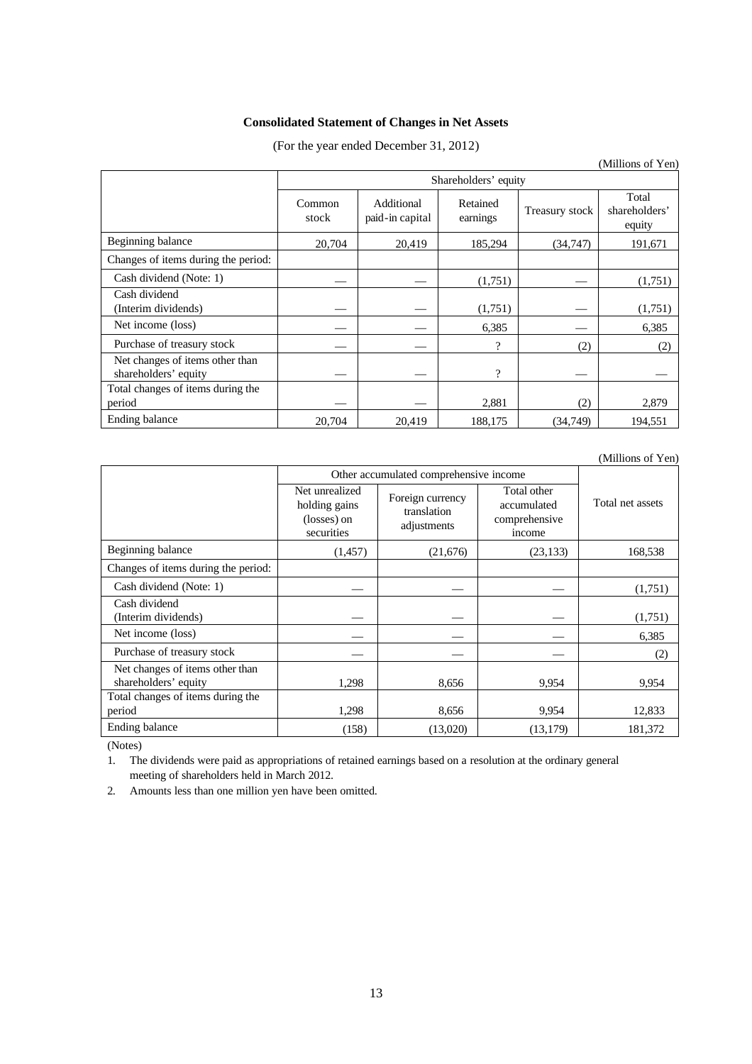**Consolidated Statement of Changes in Net Assets**

(For the year ended December 31, 2012)

(Millions of Yen)

| | Shareholders' equity | | | | |
|---|---|---|---|---|---|
| | Common stock | Additional paid-in capital | Retained earnings | Treasury stock | Total shareholders' equity |
| Beginning balance | 20,704 | 20,419 | 185,294 | (34,747) | 191,671 |
| Changes of items during the period: | | | | | |
| Cash dividend (Note: 1) | — | — | (1,751) | — | (1,751) |
| Cash dividend (Interim dividends) | — | — | (1,751) | — | (1,751) |
| Net income (loss) | — | — | 6,385 | — | 6,385 |
| Purchase of treasury stock | — | — | ? | (2) | (2) |
| Net changes of items other than shareholders' equity | — | — | ? | — | — |
| Total changes of items during the period | — | — | 2,881 | (2) | 2,879 |
| Ending balance | 20,704 | 20,419 | 188,175 | (34,749) | 194,551 |

(Millions of Yen)

| | Other accumulated comprehensive income | | | Total net assets |
|---|---|---|---|---|
| | Net unrealized holding gains (losses) on securities | Foreign currency translation adjustments | Total other accumulated comprehensive income | |
| Beginning balance | (1,457) | (21,676) | (23,133) | 168,538 |
| Changes of items during the period: | | | | |
| Cash dividend (Note: 1) | — | — | — | (1,751) |
| Cash dividend (Interim dividends) | — | — | — | (1,751) |
| Net income (loss) | — | — | — | 6,385 |
| Purchase of treasury stock | — | — | — | (2) |
| Net changes of items other than shareholders' equity | 1,298 | 8,656 | 9,954 | 9,954 |
| Total changes of items during the period | 1,298 | 8,656 | 9,954 | 12,833 |
| Ending balance | (158) | (13,020) | (13,179) | 181,372 |

(Notes)

1. The dividends were paid as appropriations of retained earnings based on a resolution at the ordinary general meeting of shareholders held in March 2012.
2. Amounts less than one million yen have been omitted.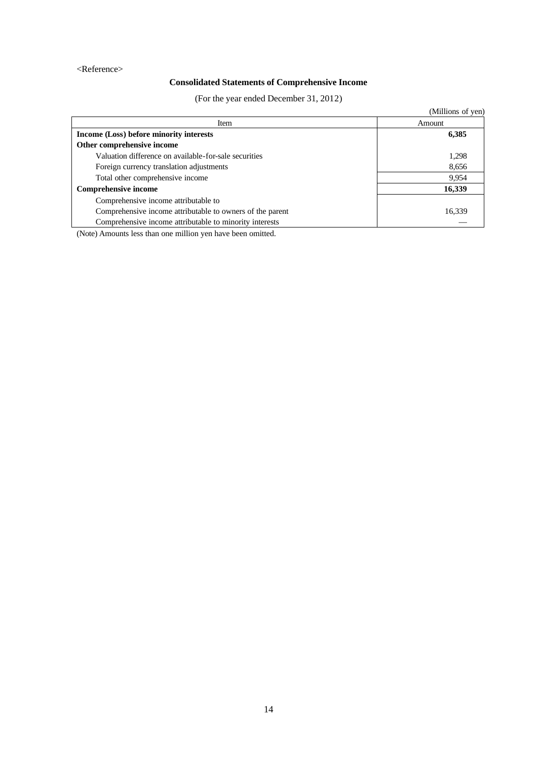<Reference>

## Consolidated Statements of Comprehensive Income

(For the year ended December 31, 2012)

(Millions of yen)

| Item | Amount |
|---|---|
| **Income (Loss) before minority interests** | **6,385** |
| **Other comprehensive income** | |
| Valuation difference on available-for-sale securities | 1,298 |
| Foreign currency translation adjustments | 8,656 |
| Total other comprehensive income | 9,954 |
| **Comprehensive income** | **16,339** |
| Comprehensive income attributable to | |
| Comprehensive income attributable to owners of the parent | 16,339 |
| Comprehensive income attributable to minority interests | — |

(Note) Amounts less than one million yen have been omitted.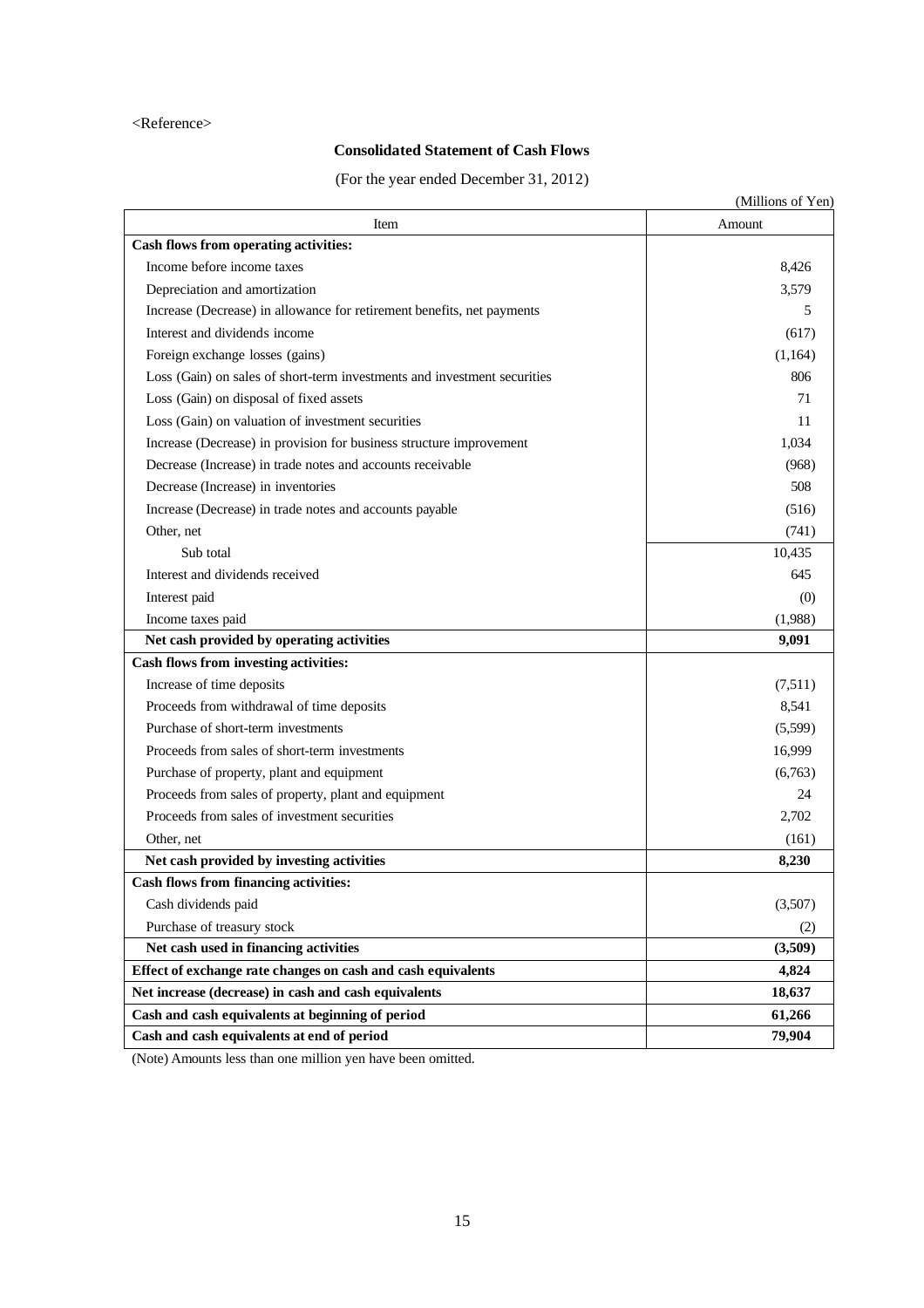<Reference>

## Consolidated Statement of Cash Flows

(For the year ended December 31, 2012)

(Millions of Yen)

| Item | Amount |
|---|---|
| **Cash flows from operating activities:** | |
| Income before income taxes | 8,426 |
| Depreciation and amortization | 3,579 |
| Increase (Decrease) in allowance for retirement benefits, net payments | 5 |
| Interest and dividends income | (617) |
| Foreign exchange losses (gains) | (1,164) |
| Loss (Gain) on sales of short-term investments and investment securities | 806 |
| Loss (Gain) on disposal of fixed assets | 71 |
| Loss (Gain) on valuation of investment securities | 11 |
| Increase (Decrease) in provision for business structure improvement | 1,034 |
| Decrease (Increase) in trade notes and accounts receivable | (968) |
| Decrease (Increase) in inventories | 508 |
| Increase (Decrease) in trade notes and accounts payable | (516) |
| Other, net | (741) |
| Sub total | 10,435 |
| Interest and dividends received | 645 |
| Interest paid | (0) |
| Income taxes paid | (1,988) |
| **Net cash provided by operating activities** | **9,091** |
| **Cash flows from investing activities:** | |
| Increase of time deposits | (7,511) |
| Proceeds from withdrawal of time deposits | 8,541 |
| Purchase of short-term investments | (5,599) |
| Proceeds from sales of short-term investments | 16,999 |
| Purchase of property, plant and equipment | (6,763) |
| Proceeds from sales of property, plant and equipment | 24 |
| Proceeds from sales of investment securities | 2,702 |
| Other, net | (161) |
| **Net cash provided by investing activities** | **8,230** |
| **Cash flows from financing activities:** | |
| Cash dividends paid | (3,507) |
| Purchase of treasury stock | (2) |
| **Net cash used in financing activities** | **(3,509)** |
| **Effect of exchange rate changes on cash and cash equivalents** | **4,824** |
| **Net increase (decrease) in cash and cash equivalents** | **18,637** |
| **Cash and cash equivalents at beginning of period** | **61,266** |
| **Cash and cash equivalents at end of period** | **79,904** |

(Note) Amounts less than one million yen have been omitted.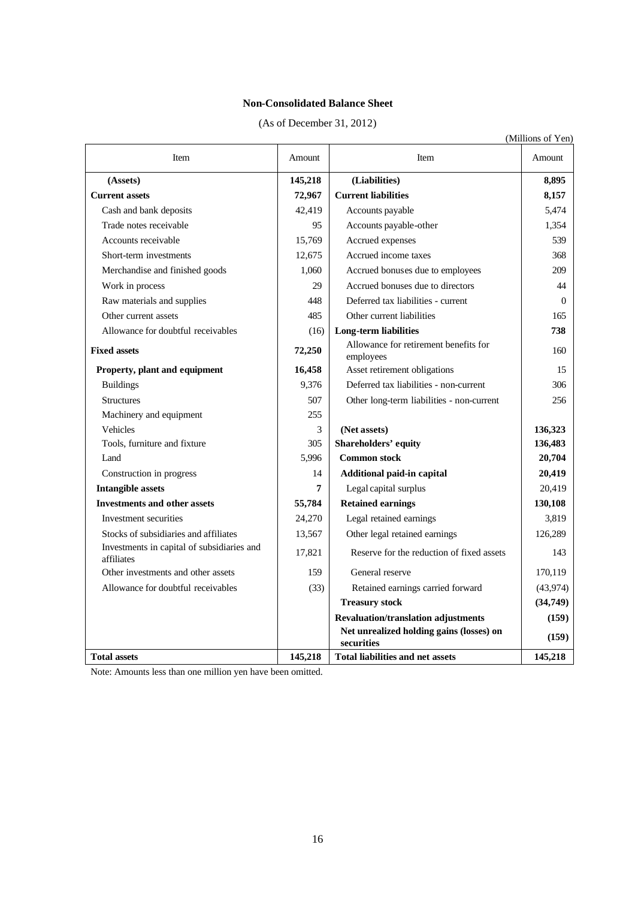## Non-Consolidated Balance Sheet

(As of December 31, 2012)

(Millions of Yen)

| Item | Amount | Item | Amount |
|---|---|---|---|
| **(Assets)** | **145,218** | **(Liabilities)** | **8,895** |
| **Current assets** | **72,967** | **Current liabilities** | **8,157** |
| Cash and bank deposits | 42,419 | Accounts payable | 5,474 |
| Trade notes receivable | 95 | Accounts payable-other | 1,354 |
| Accounts receivable | 15,769 | Accrued expenses | 539 |
| Short-term investments | 12,675 | Accrued income taxes | 368 |
| Merchandise and finished goods | 1,060 | Accrued bonuses due to employees | 209 |
| Work in process | 29 | Accrued bonuses due to directors | 44 |
| Raw materials and supplies | 448 | Deferred tax liabilities - current | 0 |
| Other current assets | 485 | Other current liabilities | 165 |
| Allowance for doubtful receivables | (16) | **Long-term liabilities** | **738** |
| **Fixed assets** | **72,250** | Allowance for retirement benefits for employees | 160 |
| **Property, plant and equipment** | **16,458** | Asset retirement obligations | 15 |
| Buildings | 9,376 | Deferred tax liabilities - non-current | 306 |
| Structures | 507 | Other long-term liabilities - non-current | 256 |
| Machinery and equipment | 255 | | |
| Vehicles | 3 | **(Net assets)** | **136,323** |
| Tools, furniture and fixture | 305 | **Shareholders' equity** | **136,483** |
| Land | 5,996 | **Common stock** | **20,704** |
| Construction in progress | 14 | **Additional paid-in capital** | **20,419** |
| **Intangible assets** | **7** | Legal capital surplus | 20,419 |
| **Investments and other assets** | **55,784** | **Retained earnings** | **130,108** |
| Investment securities | 24,270 | Legal retained earnings | 3,819 |
| Stocks of subsidiaries and affiliates | 13,567 | Other legal retained earnings | 126,289 |
| Investments in capital of subsidiaries and affiliates | 17,821 | Reserve for the reduction of fixed assets | 143 |
| Other investments and other assets | 159 | General reserve | 170,119 |
| Allowance for doubtful receivables | (33) | Retained earnings carried forward | (43,974) |
| | | **Treasury stock** | **(34,749)** |
| | | **Revaluation/translation adjustments** | **(159)** |
| | | **Net unrealized holding gains (losses) on securities** | **(159)** |
| **Total assets** | **145,218** | **Total liabilities and net assets** | **145,218** |

Note: Amounts less than one million yen have been omitted.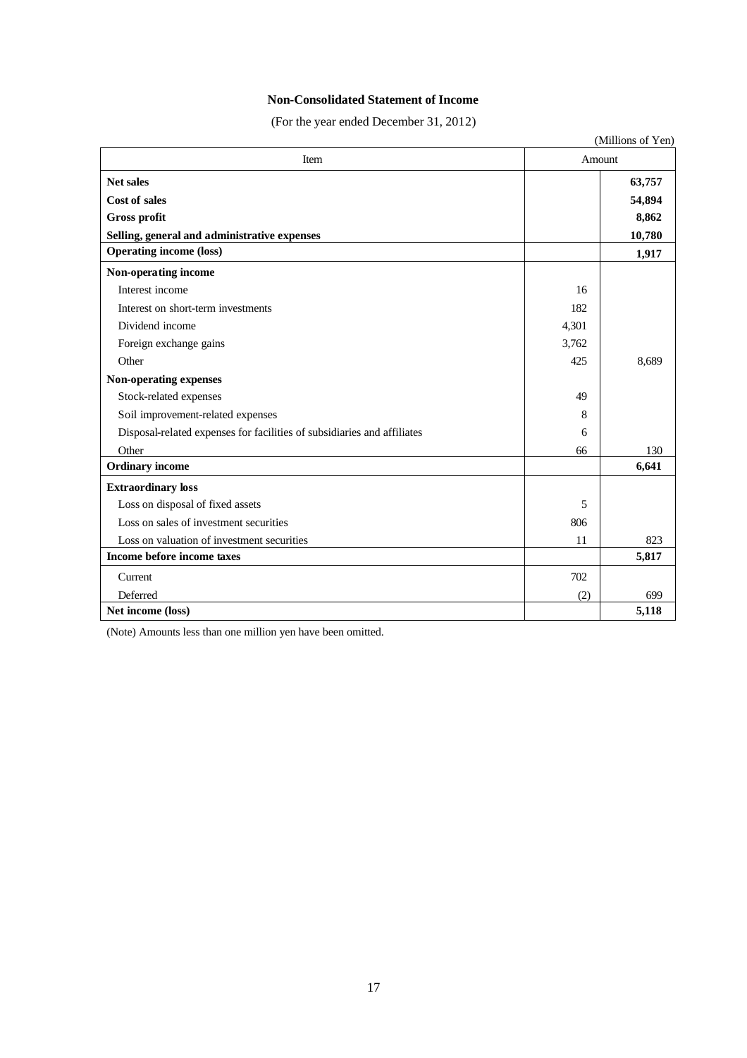**Non-Consolidated Statement of Income**

(For the year ended December 31, 2012)

(Millions of Yen)

| Item | Amount | |
|---|---|---|
| **Net sales** | | **63,757** |
| **Cost of sales** | | **54,894** |
| **Gross profit** | | **8,862** |
| **Selling, general and administrative expenses** | | **10,780** |
| **Operating income (loss)** | | **1,917** |
| **Non-operating income** | | |
| Interest income | 16 | |
| Interest on short-term investments | 182 | |
| Dividend income | 4,301 | |
| Foreign exchange gains | 3,762 | |
| Other | 425 | 8,689 |
| **Non-operating expenses** | | |
| Stock-related expenses | 49 | |
| Soil improvement-related expenses | 8 | |
| Disposal-related expenses for facilities of subsidiaries and affiliates | 6 | |
| Other | 66 | 130 |
| **Ordinary income** | | **6,641** |
| **Extraordinary loss** | | |
| Loss on disposal of fixed assets | 5 | |
| Loss on sales of investment securities | 806 | |
| Loss on valuation of investment securities | 11 | 823 |
| **Income before income taxes** | | **5,817** |
| Current | 702 | |
| Deferred | (2) | 699 |
| **Net income (loss)** | | **5,118** |

(Note) Amounts less than one million yen have been omitted.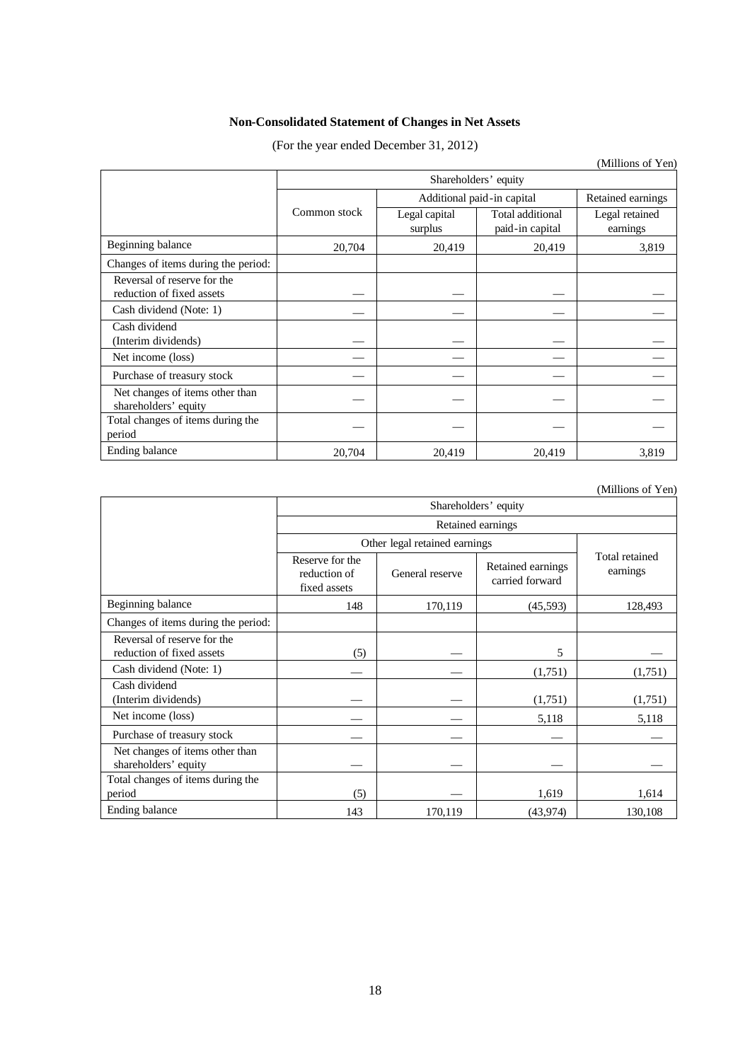**Non-Consolidated Statement of Changes in Net Assets**

(For the year ended December 31, 2012)

(Millions of Yen)

| | Shareholders' equity | | | |
|---|---|---|---|---|
| | Common stock | Additional paid-in capital | | Retained earnings |
| | | Legal capital surplus | Total additional paid-in capital | Legal retained earnings |
| Beginning balance | 20,704 | 20,419 | 20,419 | 3,819 |
| Changes of items during the period: | | | | |
| Reversal of reserve for the reduction of fixed assets | — | — | — | — |
| Cash dividend (Note: 1) | — | — | — | — |
| Cash dividend (Interim dividends) | — | — | — | — |
| Net income (loss) | — | — | — | — |
| Purchase of treasury stock | — | — | — | — |
| Net changes of items other than shareholders' equity | — | — | — | — |
| Total changes of items during the period | — | — | — | — |
| Ending balance | 20,704 | 20,419 | 20,419 | 3,819 |

(Millions of Yen)

| | Shareholders' equity | | | |
|---|---|---|---|---|
| | Retained earnings | | | |
| | Other legal retained earnings | | | Total retained earnings |
| | Reserve for the reduction of fixed assets | General reserve | Retained earnings carried forward | |
| Beginning balance | 148 | 170,119 | (45,593) | 128,493 |
| Changes of items during the period: | | | | |
| Reversal of reserve for the reduction of fixed assets | (5) | — | 5 | — |
| Cash dividend (Note: 1) | — | — | (1,751) | (1,751) |
| Cash dividend (Interim dividends) | — | — | (1,751) | (1,751) |
| Net income (loss) | — | — | 5,118 | 5,118 |
| Purchase of treasury stock | — | — | — | — |
| Net changes of items other than shareholders' equity | — | — | — | — |
| Total changes of items during the period | (5) | — | 1,619 | 1,614 |
| Ending balance | 143 | 170,119 | (43,974) | 130,108 |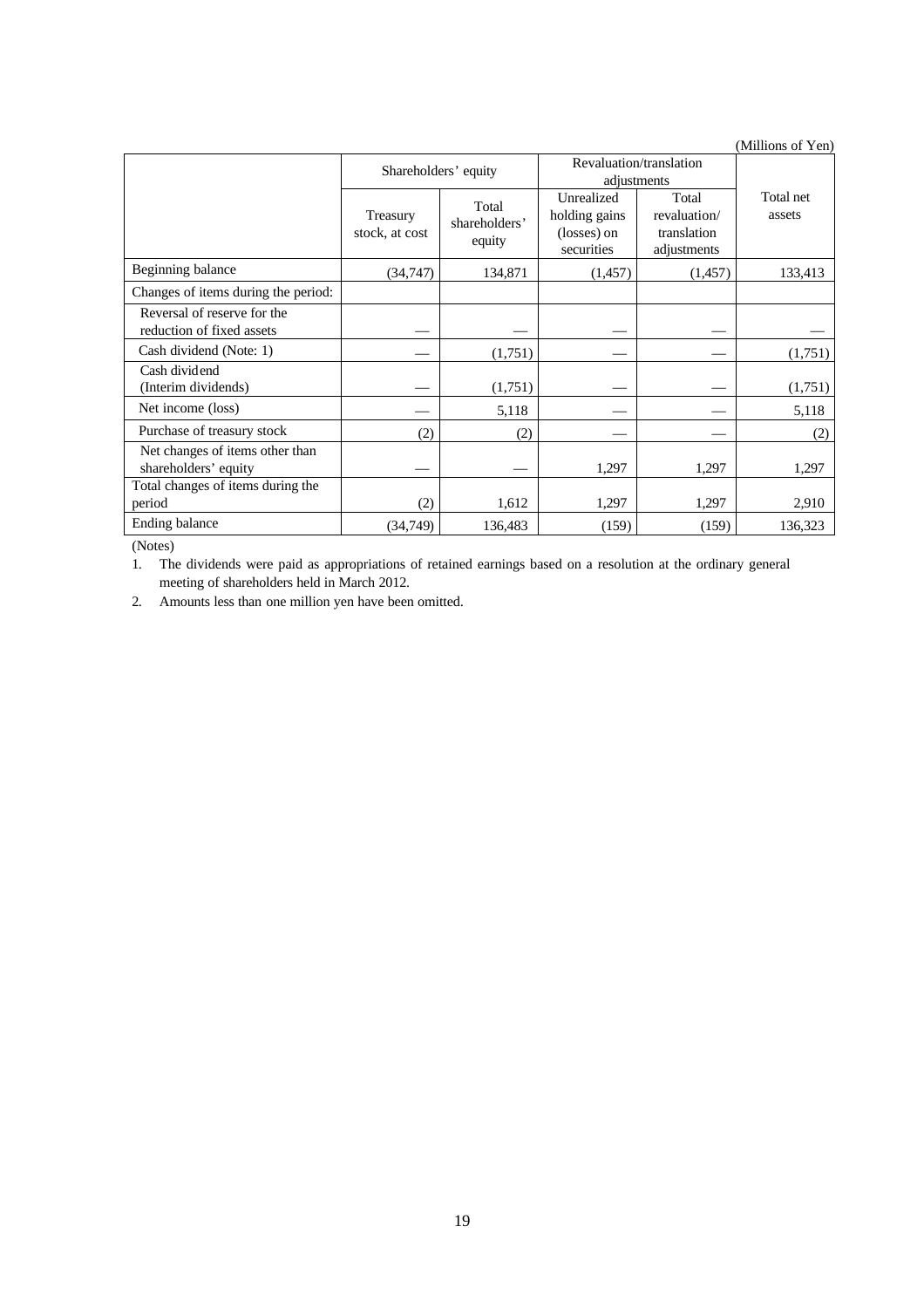(Millions of Yen)

| | Shareholders' equity | | Revaluation/translation adjustments | | Total net assets |
|---|---|---|---|---|---|
| | Treasury stock, at cost | Total shareholders' equity | Unrealized holding gains (losses) on securities | Total revaluation/ translation adjustments | |
| Beginning balance | (34,747) | 134,871 | (1,457) | (1,457) | 133,413 |
| Changes of items during the period: | | | | | |
| Reversal of reserve for the reduction of fixed assets | — | — | — | — | — |
| Cash dividend (Note: 1) | — | (1,751) | — | — | (1,751) |
| Cash dividend (Interim dividends) | — | (1,751) | — | — | (1,751) |
| Net income (loss) | — | 5,118 | — | — | 5,118 |
| Purchase of treasury stock | (2) | (2) | — | — | (2) |
| Net changes of items other than shareholders' equity | — | — | 1,297 | 1,297 | 1,297 |
| Total changes of items during the period | (2) | 1,612 | 1,297 | 1,297 | 2,910 |
| Ending balance | (34,749) | 136,483 | (159) | (159) | 136,323 |

(Notes)

1. The dividends were paid as appropriations of retained earnings based on a resolution at the ordinary general meeting of shareholders held in March 2012.
2. Amounts less than one million yen have been omitted.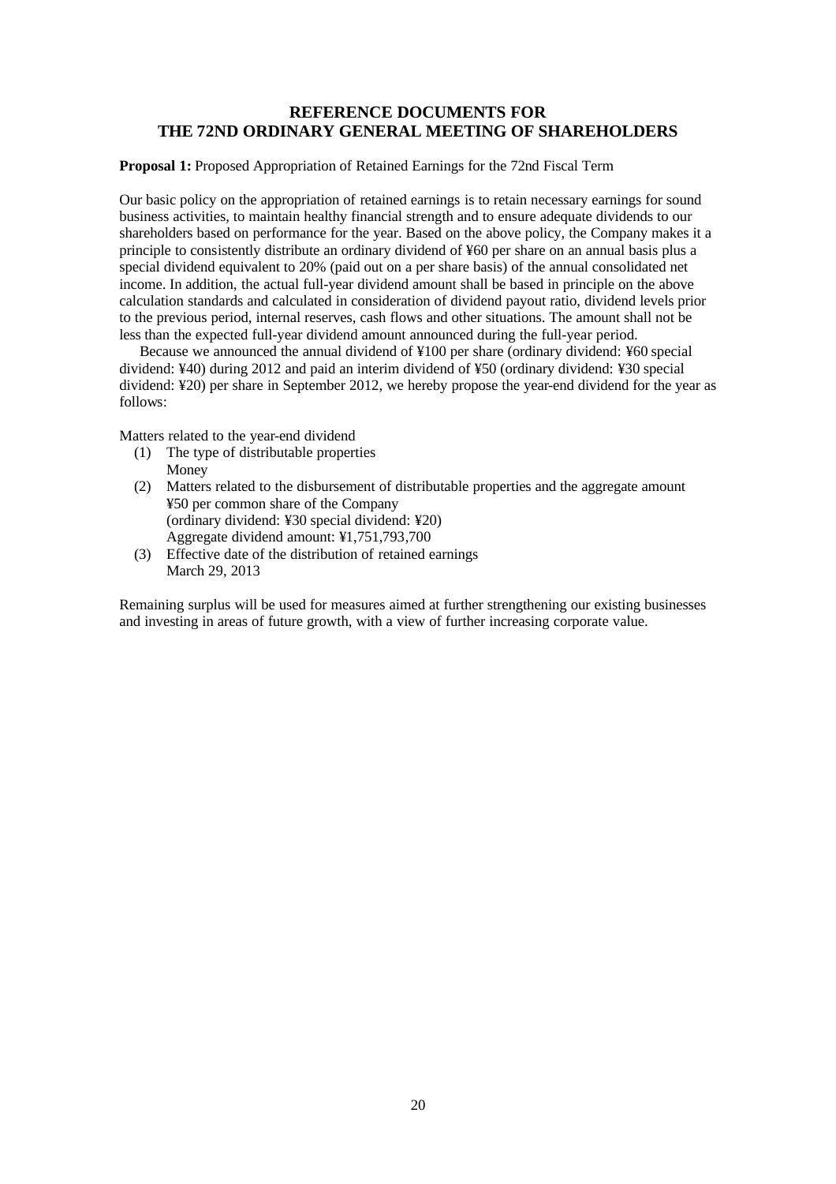# REFERENCE DOCUMENTS FOR THE 72ND ORDINARY GENERAL MEETING OF SHAREHOLDERS

**Proposal 1:** Proposed Appropriation of Retained Earnings for the 72nd Fiscal Term

Our basic policy on the appropriation of retained earnings is to retain necessary earnings for sound business activities, to maintain healthy financial strength and to ensure adequate dividends to our shareholders based on performance for the year. Based on the above policy, the Company makes it a principle to consistently distribute an ordinary dividend of ¥60 per share on an annual basis plus a special dividend equivalent to 20% (paid out on a per share basis) of the annual consolidated net income. In addition, the actual full-year dividend amount shall be based in principle on the above calculation standards and calculated in consideration of dividend payout ratio, dividend levels prior to the previous period, internal reserves, cash flows and other situations. The amount shall not be less than the expected full-year dividend amount announced during the full-year period.

Because we announced the annual dividend of ¥100 per share (ordinary dividend: ¥60 special dividend: ¥40) during 2012 and paid an interim dividend of ¥50 (ordinary dividend: ¥30 special dividend: ¥20) per share in September 2012, we hereby propose the year-end dividend for the year as follows:

Matters related to the year-end dividend

(1) The type of distributable properties
  Money
(2) Matters related to the disbursement of distributable properties and the aggregate amount
  ¥50 per common share of the Company
  (ordinary dividend: ¥30 special dividend: ¥20)
  Aggregate dividend amount: ¥1,751,793,700
(3) Effective date of the distribution of retained earnings
  March 29, 2013

Remaining surplus will be used for measures aimed at further strengthening our existing businesses and investing in areas of future growth, with a view of further increasing corporate value.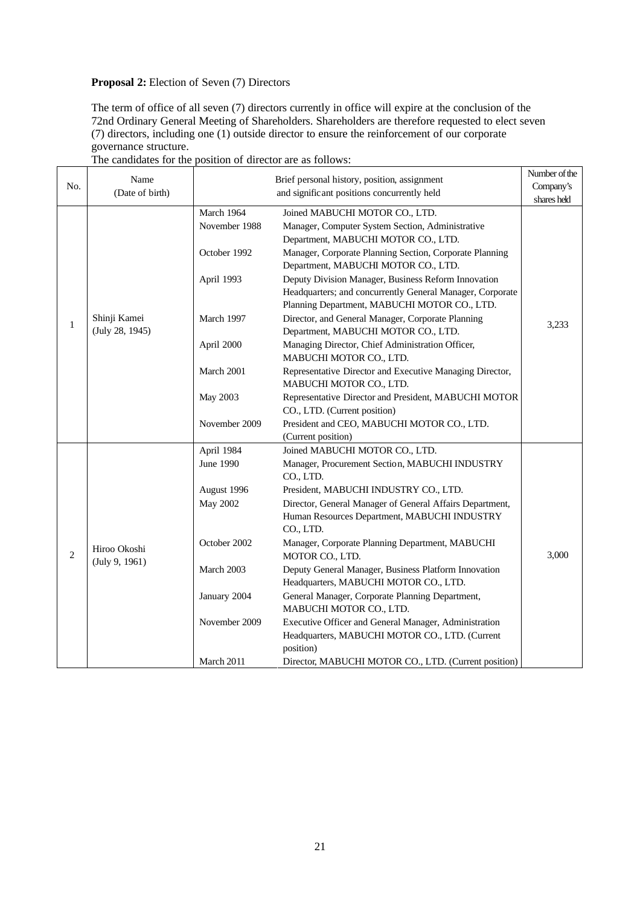**Proposal 2:** Election of Seven (7) Directors

The term of office of all seven (7) directors currently in office will expire at the conclusion of the 72nd Ordinary General Meeting of Shareholders. Shareholders are therefore requested to elect seven (7) directors, including one (1) outside director to ensure the reinforcement of our corporate governance structure.

The candidates for the position of director are as follows:

| No. | Name (Date of birth) | Brief personal history, position, assignment and significant positions concurrently held | | Number of the Company's shares held |
|---|---|---|---|---|
| 1 | Shinji Kamei (July 28, 1945) | March 1964 | Joined MABUCHI MOTOR CO., LTD. | 3,233 |
| | | November 1988 | Manager, Computer System Section, Administrative Department, MABUCHI MOTOR CO., LTD. | |
| | | October 1992 | Manager, Corporate Planning Section, Corporate Planning Department, MABUCHI MOTOR CO., LTD. | |
| | | April 1993 | Deputy Division Manager, Business Reform Innovation Headquarters; and concurrently General Manager, Corporate Planning Department, MABUCHI MOTOR CO., LTD. | |
| | | March 1997 | Director, and General Manager, Corporate Planning Department, MABUCHI MOTOR CO., LTD. | |
| | | April 2000 | Managing Director, Chief Administration Officer, MABUCHI MOTOR CO., LTD. | |
| | | March 2001 | Representative Director and Executive Managing Director, MABUCHI MOTOR CO., LTD. | |
| | | May 2003 | Representative Director and President, MABUCHI MOTOR CO., LTD. (Current position) | |
| | | November 2009 | President and CEO, MABUCHI MOTOR CO., LTD. (Current position) | |
| 2 | Hiroo Okoshi (July 9, 1961) | April 1984 | Joined MABUCHI MOTOR CO., LTD. | 3,000 |
| | | June 1990 | Manager, Procurement Section, MABUCHI INDUSTRY CO., LTD. | |
| | | August 1996 | President, MABUCHI INDUSTRY CO., LTD. | |
| | | May 2002 | Director, General Manager of General Affairs Department, Human Resources Department, MABUCHI INDUSTRY CO., LTD. | |
| | | October 2002 | Manager, Corporate Planning Department, MABUCHI MOTOR CO., LTD. | |
| | | March 2003 | Deputy General Manager, Business Platform Innovation Headquarters, MABUCHI MOTOR CO., LTD. | |
| | | January 2004 | General Manager, Corporate Planning Department, MABUCHI MOTOR CO., LTD. | |
| | | November 2009 | Executive Officer and General Manager, Administration Headquarters, MABUCHI MOTOR CO., LTD. (Current position) | |
| | | March 2011 | Director, MABUCHI MOTOR CO., LTD. (Current position) | |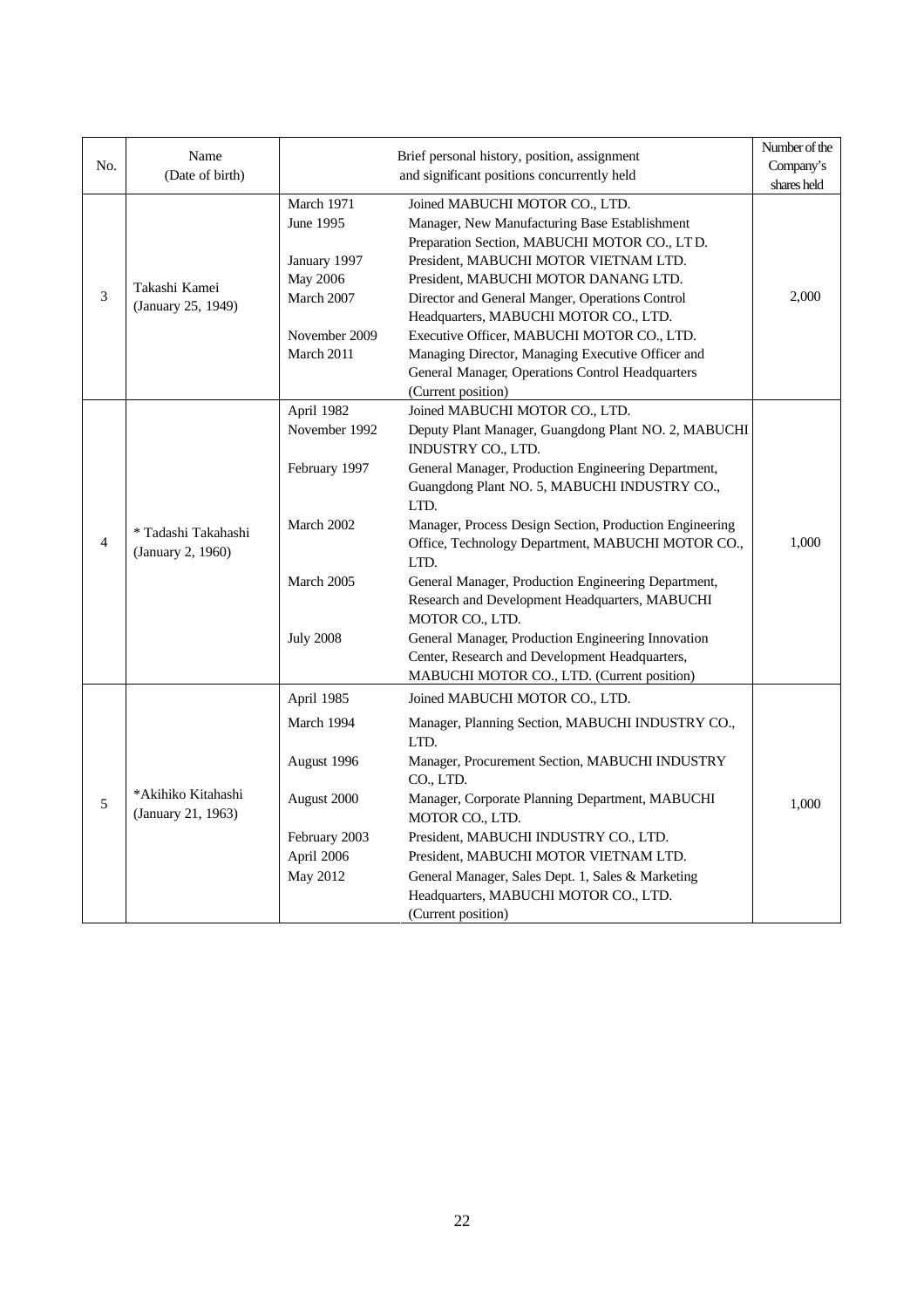| No. | Name (Date of birth) | Brief personal history, position, assignment and significant positions concurrently held | | Number of the Company's shares held |
|---|---|---|---|---|
| 3 | Takashi Kamei (January 25, 1949) | March 1971<br>June 1995<br><br>January 1997<br>May 2006<br>March 2007<br><br>November 2009<br>March 2011 | Joined MABUCHI MOTOR CO., LTD.<br>Manager, New Manufacturing Base Establishment Preparation Section, MABUCHI MOTOR CO., LTD.<br>President, MABUCHI MOTOR VIETNAM LTD.<br>President, MABUCHI MOTOR DANANG LTD.<br>Director and General Manger, Operations Control Headquarters, MABUCHI MOTOR CO., LTD.<br>Executive Officer, MABUCHI MOTOR CO., LTD.<br>Managing Director, Managing Executive Officer and General Manager, Operations Control Headquarters (Current position) | 2,000 |
| 4 | * Tadashi Takahashi (January 2, 1960) | April 1982<br>November 1992<br><br>February 1997<br><br><br>March 2002<br><br><br>March 2005<br><br><br>July 2008 | Joined MABUCHI MOTOR CO., LTD.<br>Deputy Plant Manager, Guangdong Plant NO. 2, MABUCHI INDUSTRY CO., LTD.<br>General Manager, Production Engineering Department, Guangdong Plant NO. 5, MABUCHI INDUSTRY CO., LTD.<br>Manager, Process Design Section, Production Engineering Office, Technology Department, MABUCHI MOTOR CO., LTD.<br>General Manager, Production Engineering Department, Research and Development Headquarters, MABUCHI MOTOR CO., LTD.<br>General Manager, Production Engineering Innovation Center, Research and Development Headquarters, MABUCHI MOTOR CO., LTD. (Current position) | 1,000 |
| 5 | *Akihiko Kitahashi (January 21, 1963) | April 1985<br>March 1994<br><br>August 1996<br><br>August 2000<br><br>February 2003<br>April 2006<br>May 2012 | Joined MABUCHI MOTOR CO., LTD.<br>Manager, Planning Section, MABUCHI INDUSTRY CO., LTD.<br>Manager, Procurement Section, MABUCHI INDUSTRY CO., LTD.<br>Manager, Corporate Planning Department, MABUCHI MOTOR CO., LTD.<br>President, MABUCHI INDUSTRY CO., LTD.<br>President, MABUCHI MOTOR VIETNAM LTD.<br>General Manager, Sales Dept. 1, Sales & Marketing Headquarters, MABUCHI MOTOR CO., LTD. (Current position) | 1,000 |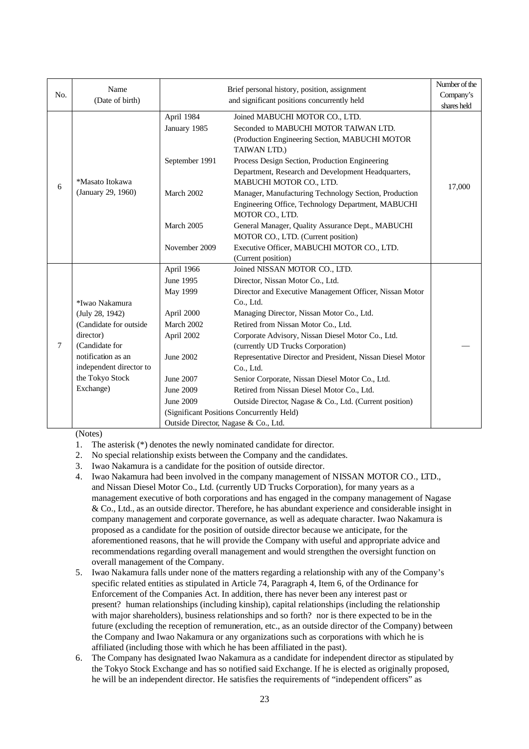| No. | Name (Date of birth) | Brief personal history, position, assignment and significant positions concurrently held | | Number of the Company's shares held |
|---|---|---|---|---|
| 6 | *Masato Itokawa (January 29, 1960) | April 1984 | Joined MABUCHI MOTOR CO., LTD. | 17,000 |
| | | January 1985 | Seconded to MABUCHI MOTOR TAIWAN LTD. (Production Engineering Section, MABUCHI MOTOR TAIWAN LTD.) | |
| | | September 1991 | Process Design Section, Production Engineering Department, Research and Development Headquarters, MABUCHI MOTOR CO., LTD. | |
| | | March 2002 | Manager, Manufacturing Technology Section, Production Engineering Office, Technology Department, MABUCHI MOTOR CO., LTD. | |
| | | March 2005 | General Manager, Quality Assurance Dept., MABUCHI MOTOR CO., LTD. (Current position) | |
| | | November 2009 | Executive Officer, MABUCHI MOTOR CO., LTD. (Current position) | |
| 7 | *Iwao Nakamura (July 28, 1942) (Candidate for outside director) (Candidate for notification as an independent director to the Tokyo Stock Exchange) | April 1966 | Joined NISSAN MOTOR CO., LTD. | — |
| | | June 1995 | Director, Nissan Motor Co., Ltd. | |
| | | May 1999 | Director and Executive Management Officer, Nissan Motor Co., Ltd. | |
| | | April 2000 | Managing Director, Nissan Motor Co., Ltd. | |
| | | March 2002 | Retired from Nissan Motor Co., Ltd. | |
| | | April 2002 | Corporate Advisory, Nissan Diesel Motor Co., Ltd. (currently UD Trucks Corporation) | |
| | | June 2002 | Representative Director and President, Nissan Diesel Motor Co., Ltd. | |
| | | June 2007 | Senior Corporate, Nissan Diesel Motor Co., Ltd. | |
| | | June 2009 | Retired from Nissan Diesel Motor Co., Ltd. | |
| | | June 2009 | Outside Director, Nagase & Co., Ltd. (Current position) | |
| | | (Significant Positions Concurrently Held) Outside Director, Nagase & Co., Ltd. | | |

(Notes)

1. The asterisk (*) denotes the newly nominated candidate for director.
2. No special relationship exists between the Company and the candidates.
3. Iwao Nakamura is a candidate for the position of outside director.
4. Iwao Nakamura had been involved in the company management of NISSAN MOTOR CO., LTD., and Nissan Diesel Motor Co., Ltd. (currently UD Trucks Corporation), for many years as a management executive of both corporations and has engaged in the company management of Nagase & Co., Ltd., as an outside director. Therefore, he has abundant experience and considerable insight in company management and corporate governance, as well as adequate character. Iwao Nakamura is proposed as a candidate for the position of outside director because we anticipate, for the aforementioned reasons, that he will provide the Company with useful and appropriate advice and recommendations regarding overall management and would strengthen the oversight function on overall management of the Company.
5. Iwao Nakamura falls under none of the matters regarding a relationship with any of the Company's specific related entities as stipulated in Article 74, Paragraph 4, Item 6, of the Ordinance for Enforcement of the Companies Act. In addition, there has never been any interest past or present? human relationships (including kinship), capital relationships (including the relationship with major shareholders), business relationships and so forth? nor is there expected to be in the future (excluding the reception of remuneration, etc., as an outside director of the Company) between the Company and Iwao Nakamura or any organizations such as corporations with which he is affiliated (including those with which he has been affiliated in the past).
6. The Company has designated Iwao Nakamura as a candidate for independent director as stipulated by the Tokyo Stock Exchange and has so notified said Exchange. If he is elected as originally proposed, he will be an independent director. He satisfies the requirements of "independent officers" as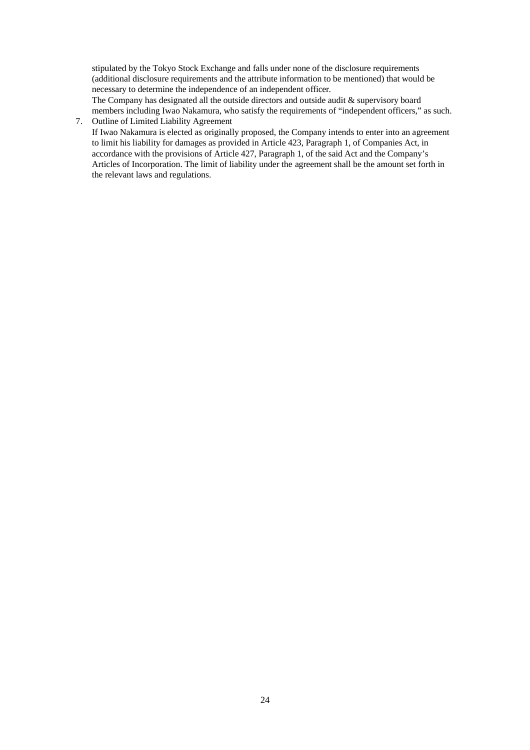stipulated by the Tokyo Stock Exchange and falls under none of the disclosure requirements (additional disclosure requirements and the attribute information to be mentioned) that would be necessary to determine the independence of an independent officer.
The Company has designated all the outside directors and outside audit & supervisory board members including Iwao Nakamura, who satisfy the requirements of "independent officers," as such.

7. Outline of Limited Liability Agreement
   If Iwao Nakamura is elected as originally proposed, the Company intends to enter into an agreement to limit his liability for damages as provided in Article 423, Paragraph 1, of Companies Act, in accordance with the provisions of Article 427, Paragraph 1, of the said Act and the Company's Articles of Incorporation. The limit of liability under the agreement shall be the amount set forth in the relevant laws and regulations.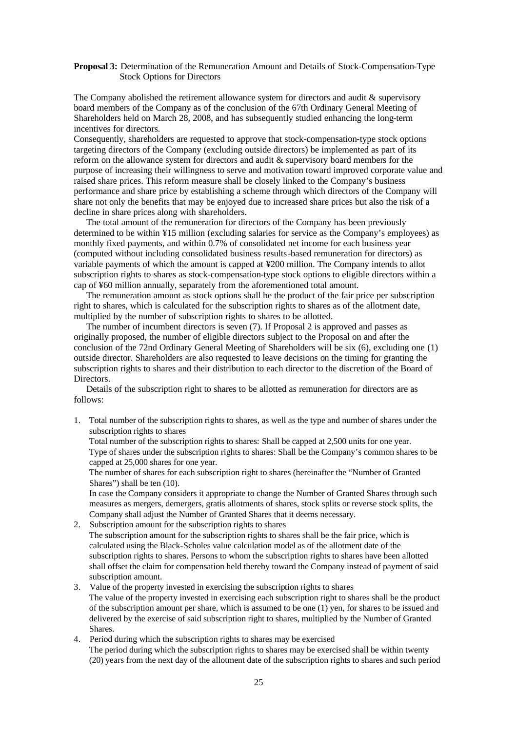**Proposal 3:** Determination of the Remuneration Amount and Details of Stock-Compensation-Type Stock Options for Directors

The Company abolished the retirement allowance system for directors and audit & supervisory board members of the Company as of the conclusion of the 67th Ordinary General Meeting of Shareholders held on March 28, 2008, and has subsequently studied enhancing the long-term incentives for directors.

Consequently, shareholders are requested to approve that stock-compensation-type stock options targeting directors of the Company (excluding outside directors) be implemented as part of its reform on the allowance system for directors and audit & supervisory board members for the purpose of increasing their willingness to serve and motivation toward improved corporate value and raised share prices. This reform measure shall be closely linked to the Company's business performance and share price by establishing a scheme through which directors of the Company will share not only the benefits that may be enjoyed due to increased share prices but also the risk of a decline in share prices along with shareholders.

The total amount of the remuneration for directors of the Company has been previously determined to be within ¥15 million (excluding salaries for service as the Company's employees) as monthly fixed payments, and within 0.7% of consolidated net income for each business year (computed without including consolidated business results-based remuneration for directors) as variable payments of which the amount is capped at ¥200 million. The Company intends to allot subscription rights to shares as stock-compensation-type stock options to eligible directors within a cap of ¥60 million annually, separately from the aforementioned total amount.

The remuneration amount as stock options shall be the product of the fair price per subscription right to shares, which is calculated for the subscription rights to shares as of the allotment date, multiplied by the number of subscription rights to shares to be allotted.

The number of incumbent directors is seven (7). If Proposal 2 is approved and passes as originally proposed, the number of eligible directors subject to the Proposal on and after the conclusion of the 72nd Ordinary General Meeting of Shareholders will be six (6), excluding one (1) outside director. Shareholders are also requested to leave decisions on the timing for granting the subscription rights to shares and their distribution to each director to the discretion of the Board of Directors.

Details of the subscription right to shares to be allotted as remuneration for directors are as follows:

1. Total number of the subscription rights to shares, as well as the type and number of shares under the subscription rights to shares

   Total number of the subscription rights to shares: Shall be capped at 2,500 units for one year.

   Type of shares under the subscription rights to shares: Shall be the Company's common shares to be capped at 25,000 shares for one year.

   The number of shares for each subscription right to shares (hereinafter the "Number of Granted Shares") shall be ten (10).

   In case the Company considers it appropriate to change the Number of Granted Shares through such measures as mergers, demergers, gratis allotments of shares, stock splits or reverse stock splits, the Company shall adjust the Number of Granted Shares that it deems necessary.

2. Subscription amount for the subscription rights to shares

   The subscription amount for the subscription rights to shares shall be the fair price, which is calculated using the Black-Scholes value calculation model as of the allotment date of the subscription rights to shares. Persons to whom the subscription rights to shares have been allotted shall offset the claim for compensation held thereby toward the Company instead of payment of said subscription amount.

3. Value of the property invested in exercising the subscription rights to shares

   The value of the property invested in exercising each subscription right to shares shall be the product of the subscription amount per share, which is assumed to be one (1) yen, for shares to be issued and delivered by the exercise of said subscription right to shares, multiplied by the Number of Granted Shares.

4. Period during which the subscription rights to shares may be exercised

   The period during which the subscription rights to shares may be exercised shall be within twenty (20) years from the next day of the allotment date of the subscription rights to shares and such period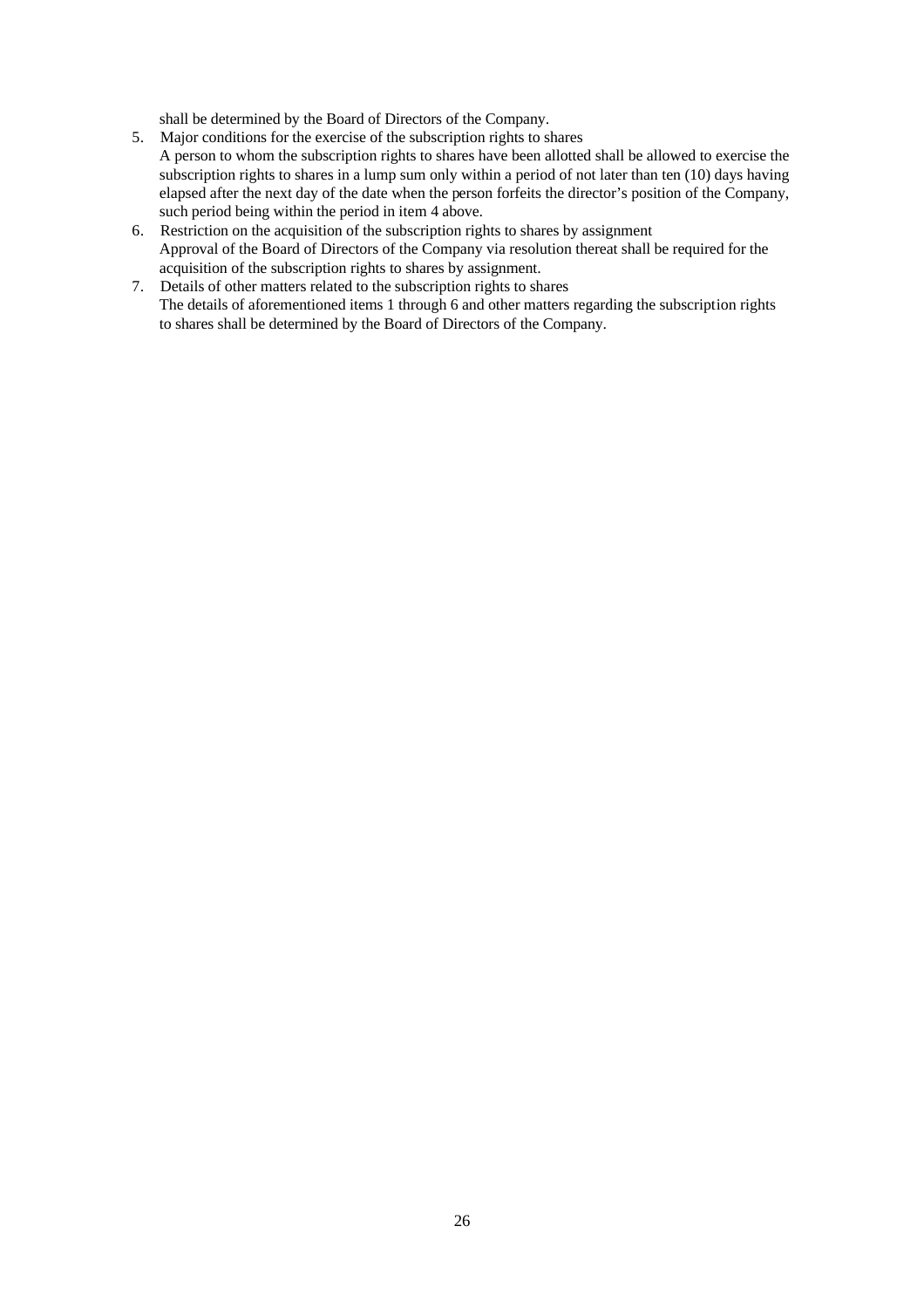shall be determined by the Board of Directors of the Company.

5. Major conditions for the exercise of the subscription rights to shares
   A person to whom the subscription rights to shares have been allotted shall be allowed to exercise the subscription rights to shares in a lump sum only within a period of not later than ten (10) days having elapsed after the next day of the date when the person forfeits the director's position of the Company, such period being within the period in item 4 above.
6. Restriction on the acquisition of the subscription rights to shares by assignment
   Approval of the Board of Directors of the Company via resolution thereat shall be required for the acquisition of the subscription rights to shares by assignment.
7. Details of other matters related to the subscription rights to shares
   The details of aforementioned items 1 through 6 and other matters regarding the subscription rights to shares shall be determined by the Board of Directors of the Company.